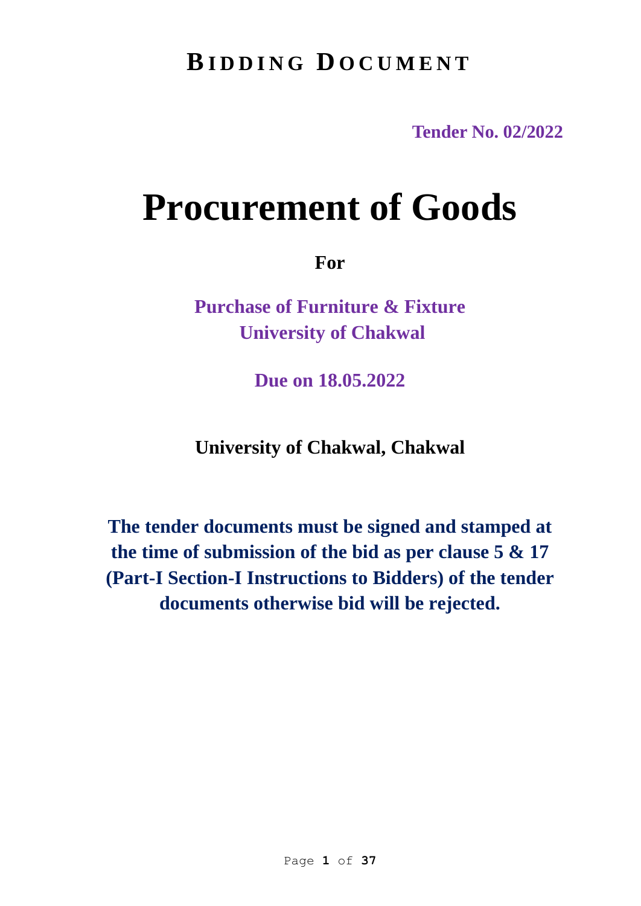# BIDDING DOCUMENT

**Tender No. 02/2022**

# Procurement of Goods

**For**

**Purchase of Furniture & Fixture**
**University of Chakwal**

**Due on 18.05.2022**

**University of Chakwal, Chakwal**

**The tender documents must be signed and stamped at the time of submission of the bid as per clause 5 & 17 (Part-I Section-I Instructions to Bidders) of the tender documents otherwise bid will be rejected.**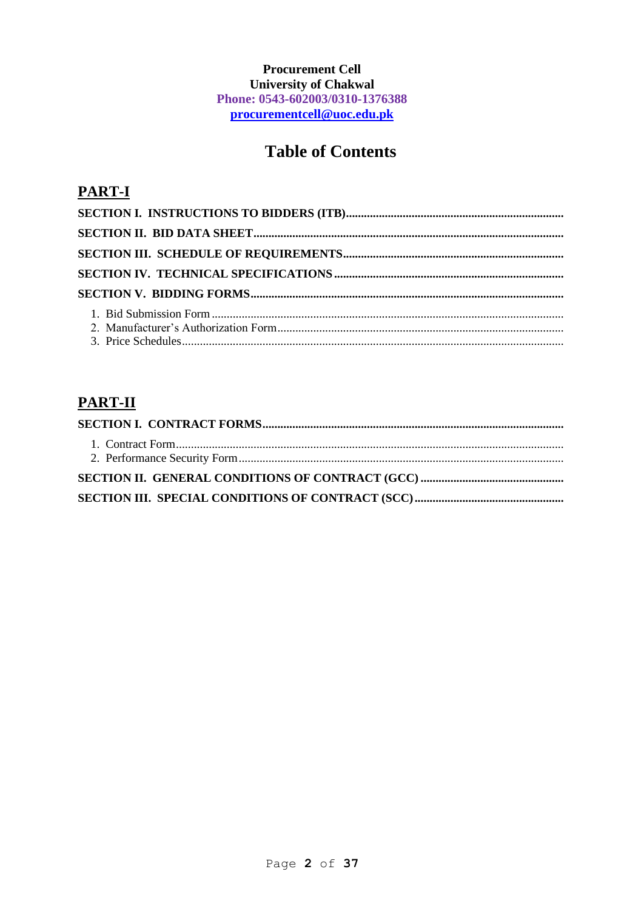**Procurement Cell**
**University of Chakwal**
**Phone: 0543-602003/0310-1376388**
**procurementcell@uoc.edu.pk**

# Table of Contents

## PART-I

**SECTION I. INSTRUCTIONS TO BIDDERS (ITB)**

**SECTION II. BID DATA SHEET**

**SECTION III. SCHEDULE OF REQUIREMENTS**

**SECTION IV. TECHNICAL SPECIFICATIONS**

**SECTION V. BIDDING FORMS**

1. Bid Submission Form
2. Manufacturer's Authorization Form
3. Price Schedules

## PART-II

**SECTION I. CONTRACT FORMS**

1. Contract Form
2. Performance Security Form

**SECTION II. GENERAL CONDITIONS OF CONTRACT (GCC)**

**SECTION III. SPECIAL CONDITIONS OF CONTRACT (SCC)**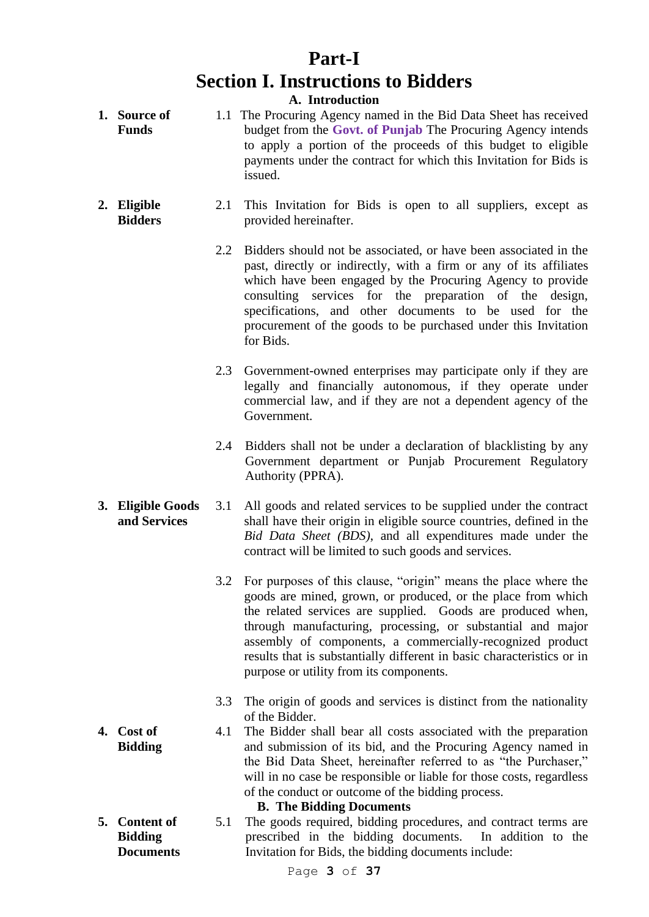# Part-I

# Section I. Instructions to Bidders

## A. Introduction

**1. Source of Funds**

1.1 The Procuring Agency named in the Bid Data Sheet has received budget from the **Govt. of Punjab** The Procuring Agency intends to apply a portion of the proceeds of this budget to eligible payments under the contract for which this Invitation for Bids is issued.

**2. Eligible Bidders**

2.1 This Invitation for Bids is open to all suppliers, except as provided hereinafter.

2.2 Bidders should not be associated, or have been associated in the past, directly or indirectly, with a firm or any of its affiliates which have been engaged by the Procuring Agency to provide consulting services for the preparation of the design, specifications, and other documents to be used for the procurement of the goods to be purchased under this Invitation for Bids.

2.3 Government-owned enterprises may participate only if they are legally and financially autonomous, if they operate under commercial law, and if they are not a dependent agency of the Government.

2.4 Bidders shall not be under a declaration of blacklisting by any Government department or Punjab Procurement Regulatory Authority (PPRA).

**3. Eligible Goods and Services**

3.1 All goods and related services to be supplied under the contract shall have their origin in eligible source countries, defined in the *Bid Data Sheet (BDS)*, and all expenditures made under the contract will be limited to such goods and services.

3.2 For purposes of this clause, "origin" means the place where the goods are mined, grown, or produced, or the place from which the related services are supplied. Goods are produced when, through manufacturing, processing, or substantial and major assembly of components, a commercially-recognized product results that is substantially different in basic characteristics or in purpose or utility from its components.

3.3 The origin of goods and services is distinct from the nationality of the Bidder.

**4. Cost of Bidding**

4.1 The Bidder shall bear all costs associated with the preparation and submission of its bid, and the Procuring Agency named in the Bid Data Sheet, hereinafter referred to as "the Purchaser," will in no case be responsible or liable for those costs, regardless of the conduct or outcome of the bidding process.

## B. The Bidding Documents

**5. Content of Bidding Documents**

5.1 The goods required, bidding procedures, and contract terms are prescribed in the bidding documents. In addition to the Invitation for Bids, the bidding documents include: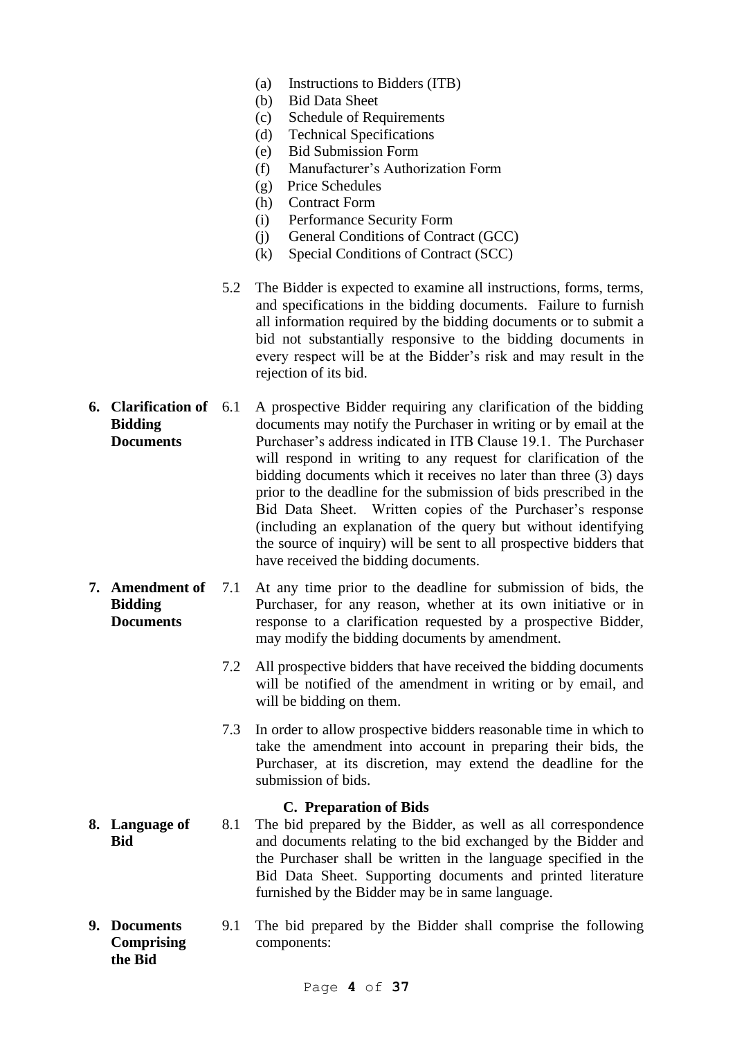(a) Instructions to Bidders (ITB)
(b) Bid Data Sheet
(c) Schedule of Requirements
(d) Technical Specifications
(e) Bid Submission Form
(f) Manufacturer's Authorization Form
(g) Price Schedules
(h) Contract Form
(i) Performance Security Form
(j) General Conditions of Contract (GCC)
(k) Special Conditions of Contract (SCC)

5.2 The Bidder is expected to examine all instructions, forms, terms, and specifications in the bidding documents. Failure to furnish all information required by the bidding documents or to submit a bid not substantially responsive to the bidding documents in every respect will be at the Bidder's risk and may result in the rejection of its bid.

**6. Clarification of Bidding Documents**

6.1 A prospective Bidder requiring any clarification of the bidding documents may notify the Purchaser in writing or by email at the Purchaser's address indicated in ITB Clause 19.1. The Purchaser will respond in writing to any request for clarification of the bidding documents which it receives no later than three (3) days prior to the deadline for the submission of bids prescribed in the Bid Data Sheet. Written copies of the Purchaser's response (including an explanation of the query but without identifying the source of inquiry) will be sent to all prospective bidders that have received the bidding documents.

**7. Amendment of Bidding Documents**

7.1 At any time prior to the deadline for submission of bids, the Purchaser, for any reason, whether at its own initiative or in response to a clarification requested by a prospective Bidder, may modify the bidding documents by amendment.

7.2 All prospective bidders that have received the bidding documents will be notified of the amendment in writing or by email, and will be bidding on them.

7.3 In order to allow prospective bidders reasonable time in which to take the amendment into account in preparing their bids, the Purchaser, at its discretion, may extend the deadline for the submission of bids.

## C. Preparation of Bids

**8. Language of Bid**

8.1 The bid prepared by the Bidder, as well as all correspondence and documents relating to the bid exchanged by the Bidder and the Purchaser shall be written in the language specified in the Bid Data Sheet. Supporting documents and printed literature furnished by the Bidder may be in same language.

**9. Documents Comprising the Bid**

9.1 The bid prepared by the Bidder shall comprise the following components: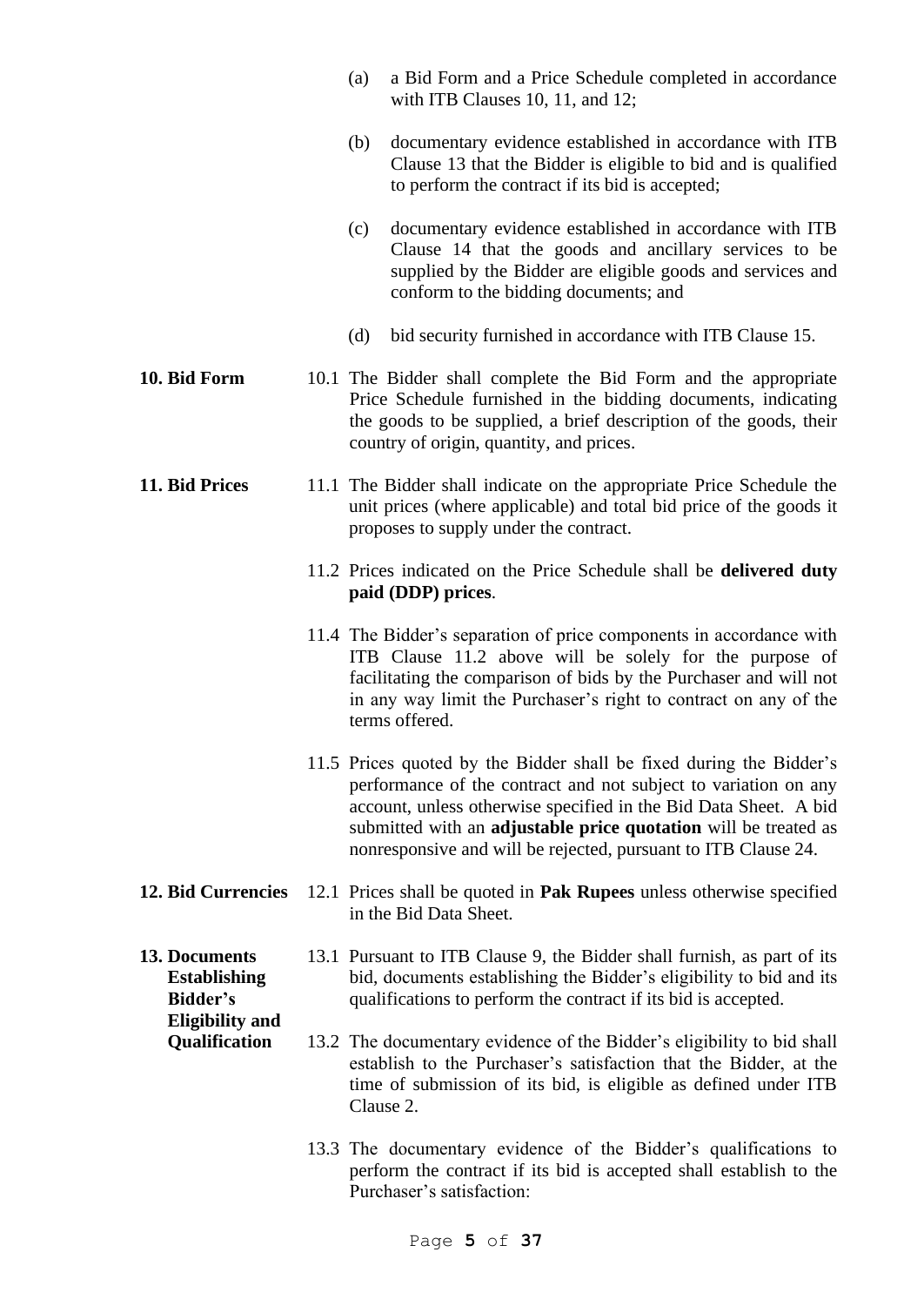(a) a Bid Form and a Price Schedule completed in accordance with ITB Clauses 10, 11, and 12;

(b) documentary evidence established in accordance with ITB Clause 13 that the Bidder is eligible to bid and is qualified to perform the contract if its bid is accepted;

(c) documentary evidence established in accordance with ITB Clause 14 that the goods and ancillary services to be supplied by the Bidder are eligible goods and services and conform to the bidding documents; and

(d) bid security furnished in accordance with ITB Clause 15.

**10. Bid Form**

10.1 The Bidder shall complete the Bid Form and the appropriate Price Schedule furnished in the bidding documents, indicating the goods to be supplied, a brief description of the goods, their country of origin, quantity, and prices.

**11. Bid Prices**

11.1 The Bidder shall indicate on the appropriate Price Schedule the unit prices (where applicable) and total bid price of the goods it proposes to supply under the contract.

11.2 Prices indicated on the Price Schedule shall be **delivered duty paid (DDP) prices**.

11.4 The Bidder's separation of price components in accordance with ITB Clause 11.2 above will be solely for the purpose of facilitating the comparison of bids by the Purchaser and will not in any way limit the Purchaser's right to contract on any of the terms offered.

11.5 Prices quoted by the Bidder shall be fixed during the Bidder's performance of the contract and not subject to variation on any account, unless otherwise specified in the Bid Data Sheet. A bid submitted with an **adjustable price quotation** will be treated as nonresponsive and will be rejected, pursuant to ITB Clause 24.

**12. Bid Currencies**

12.1 Prices shall be quoted in **Pak Rupees** unless otherwise specified in the Bid Data Sheet.

**13. Documents Establishing Bidder's Eligibility and Qualification**

13.1 Pursuant to ITB Clause 9, the Bidder shall furnish, as part of its bid, documents establishing the Bidder's eligibility to bid and its qualifications to perform the contract if its bid is accepted.

13.2 The documentary evidence of the Bidder's eligibility to bid shall establish to the Purchaser's satisfaction that the Bidder, at the time of submission of its bid, is eligible as defined under ITB Clause 2.

13.3 The documentary evidence of the Bidder's qualifications to perform the contract if its bid is accepted shall establish to the Purchaser's satisfaction: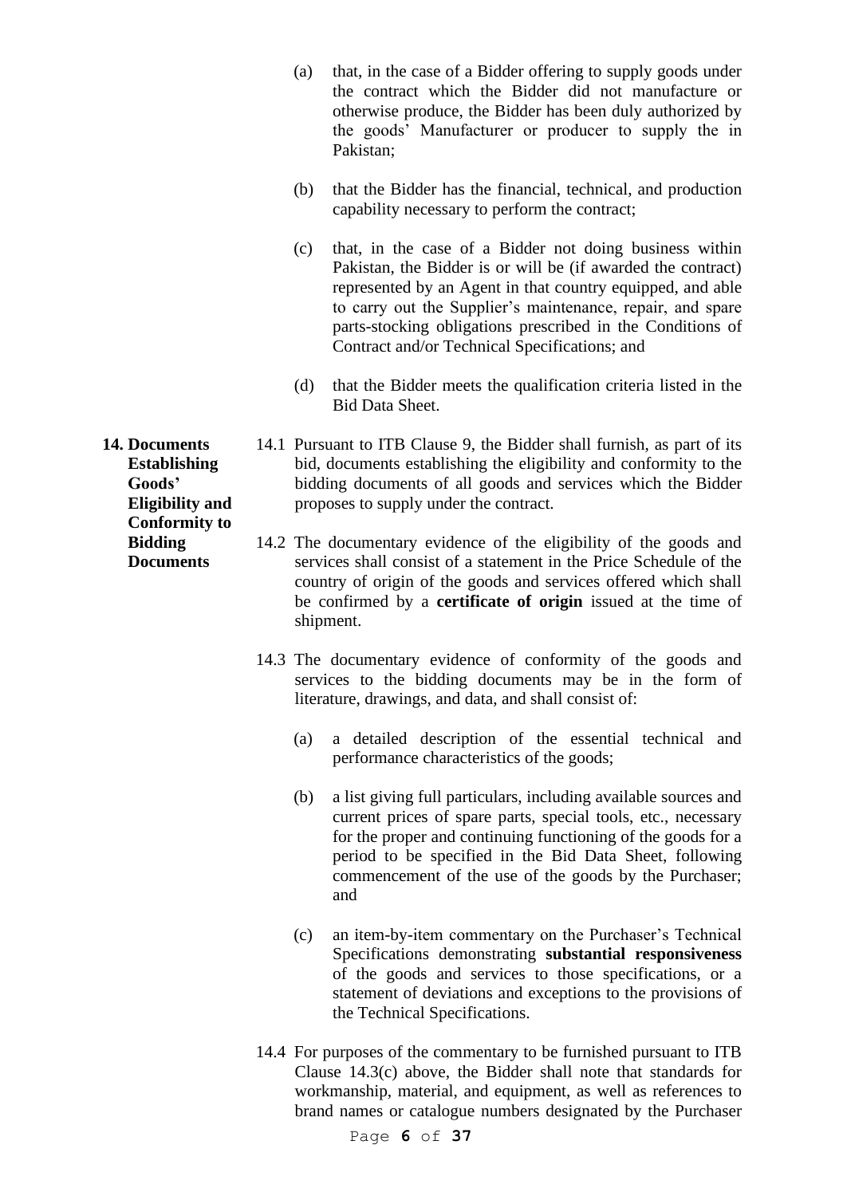(a) that, in the case of a Bidder offering to supply goods under the contract which the Bidder did not manufacture or otherwise produce, the Bidder has been duly authorized by the goods' Manufacturer or producer to supply the in Pakistan;

(b) that the Bidder has the financial, technical, and production capability necessary to perform the contract;

(c) that, in the case of a Bidder not doing business within Pakistan, the Bidder is or will be (if awarded the contract) represented by an Agent in that country equipped, and able to carry out the Supplier's maintenance, repair, and spare parts-stocking obligations prescribed in the Conditions of Contract and/or Technical Specifications; and

(d) that the Bidder meets the qualification criteria listed in the Bid Data Sheet.

**14. Documents Establishing Goods' Eligibility and Conformity to Bidding Documents**

14.1 Pursuant to ITB Clause 9, the Bidder shall furnish, as part of its bid, documents establishing the eligibility and conformity to the bidding documents of all goods and services which the Bidder proposes to supply under the contract.

14.2 The documentary evidence of the eligibility of the goods and services shall consist of a statement in the Price Schedule of the country of origin of the goods and services offered which shall be confirmed by a **certificate of origin** issued at the time of shipment.

14.3 The documentary evidence of conformity of the goods and services to the bidding documents may be in the form of literature, drawings, and data, and shall consist of:

(a) a detailed description of the essential technical and performance characteristics of the goods;

(b) a list giving full particulars, including available sources and current prices of spare parts, special tools, etc., necessary for the proper and continuing functioning of the goods for a period to be specified in the Bid Data Sheet, following commencement of the use of the goods by the Purchaser; and

(c) an item-by-item commentary on the Purchaser's Technical Specifications demonstrating **substantial responsiveness** of the goods and services to those specifications, or a statement of deviations and exceptions to the provisions of the Technical Specifications.

14.4 For purposes of the commentary to be furnished pursuant to ITB Clause 14.3(c) above, the Bidder shall note that standards for workmanship, material, and equipment, as well as references to brand names or catalogue numbers designated by the Purchaser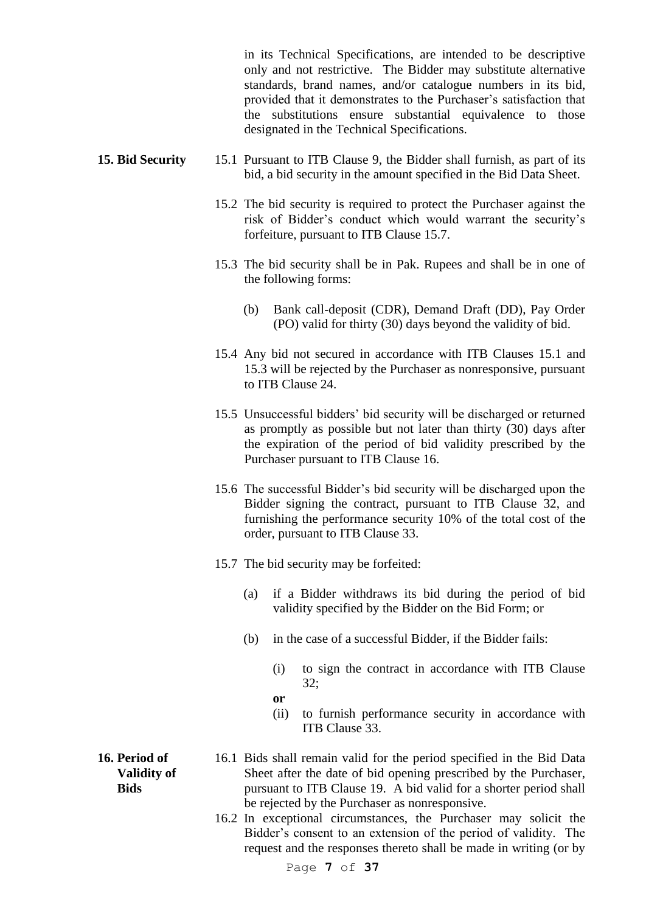in its Technical Specifications, are intended to be descriptive only and not restrictive. The Bidder may substitute alternative standards, brand names, and/or catalogue numbers in its bid, provided that it demonstrates to the Purchaser's satisfaction that the substitutions ensure substantial equivalence to those designated in the Technical Specifications.

**15. Bid Security**

15.1 Pursuant to ITB Clause 9, the Bidder shall furnish, as part of its bid, a bid security in the amount specified in the Bid Data Sheet.

15.2 The bid security is required to protect the Purchaser against the risk of Bidder's conduct which would warrant the security's forfeiture, pursuant to ITB Clause 15.7.

15.3 The bid security shall be in Pak. Rupees and shall be in one of the following forms:

(b) Bank call-deposit (CDR), Demand Draft (DD), Pay Order (PO) valid for thirty (30) days beyond the validity of bid.

15.4 Any bid not secured in accordance with ITB Clauses 15.1 and 15.3 will be rejected by the Purchaser as nonresponsive, pursuant to ITB Clause 24.

15.5 Unsuccessful bidders' bid security will be discharged or returned as promptly as possible but not later than thirty (30) days after the expiration of the period of bid validity prescribed by the Purchaser pursuant to ITB Clause 16.

15.6 The successful Bidder's bid security will be discharged upon the Bidder signing the contract, pursuant to ITB Clause 32, and furnishing the performance security 10% of the total cost of the order, pursuant to ITB Clause 33.

15.7 The bid security may be forfeited:

(a) if a Bidder withdraws its bid during the period of bid validity specified by the Bidder on the Bid Form; or

(b) in the case of a successful Bidder, if the Bidder fails:

(i) to sign the contract in accordance with ITB Clause 32;

**or**

(ii) to furnish performance security in accordance with ITB Clause 33.

**16. Period of Validity of Bids**

16.1 Bids shall remain valid for the period specified in the Bid Data Sheet after the date of bid opening prescribed by the Purchaser, pursuant to ITB Clause 19. A bid valid for a shorter period shall be rejected by the Purchaser as nonresponsive.

16.2 In exceptional circumstances, the Purchaser may solicit the Bidder's consent to an extension of the period of validity. The request and the responses thereto shall be made in writing (or by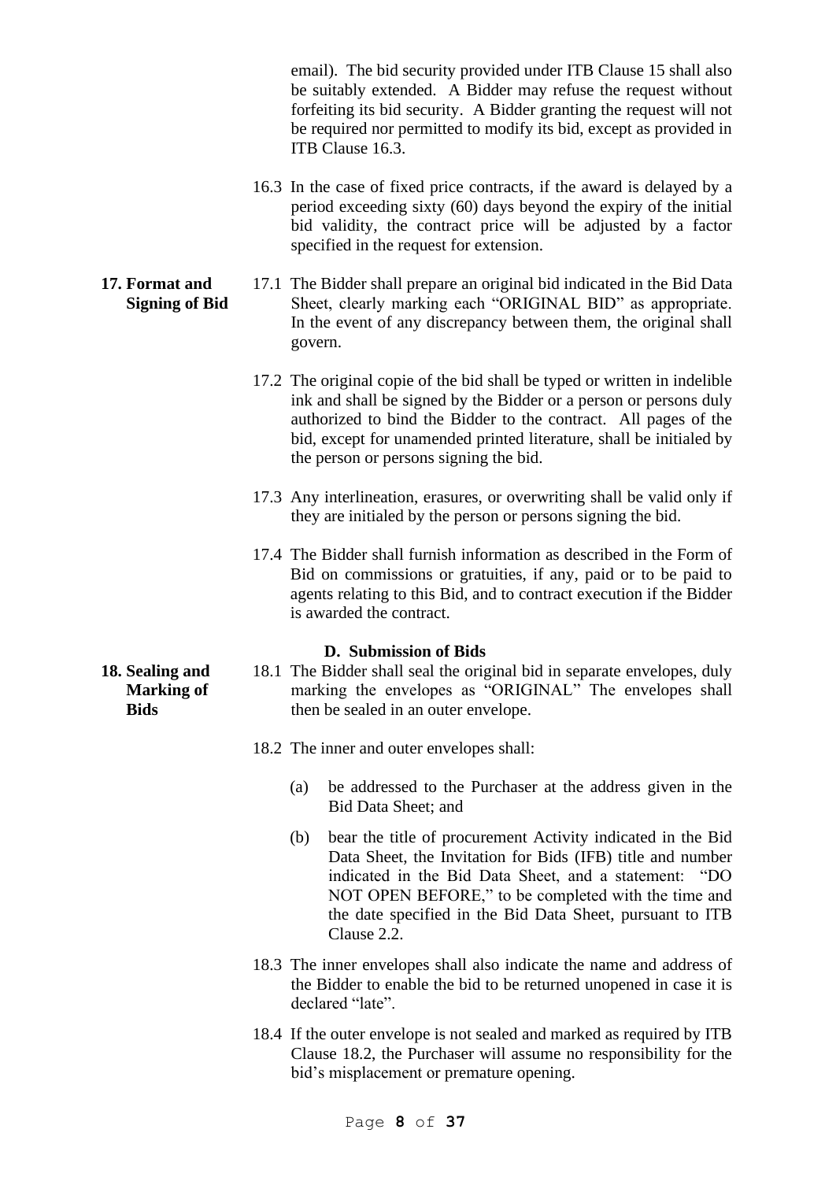email). The bid security provided under ITB Clause 15 shall also be suitably extended. A Bidder may refuse the request without forfeiting its bid security. A Bidder granting the request will not be required nor permitted to modify its bid, except as provided in ITB Clause 16.3.

16.3 In the case of fixed price contracts, if the award is delayed by a period exceeding sixty (60) days beyond the expiry of the initial bid validity, the contract price will be adjusted by a factor specified in the request for extension.

**17. Format and Signing of Bid**

17.1 The Bidder shall prepare an original bid indicated in the Bid Data Sheet, clearly marking each "ORIGINAL BID" as appropriate. In the event of any discrepancy between them, the original shall govern.

17.2 The original copie of the bid shall be typed or written in indelible ink and shall be signed by the Bidder or a person or persons duly authorized to bind the Bidder to the contract. All pages of the bid, except for unamended printed literature, shall be initialed by the person or persons signing the bid.

17.3 Any interlineation, erasures, or overwriting shall be valid only if they are initialed by the person or persons signing the bid.

17.4 The Bidder shall furnish information as described in the Form of Bid on commissions or gratuities, if any, paid or to be paid to agents relating to this Bid, and to contract execution if the Bidder is awarded the contract.

## D. Submission of Bids

**18. Sealing and Marking of Bids**

18.1 The Bidder shall seal the original bid in separate envelopes, duly marking the envelopes as "ORIGINAL" The envelopes shall then be sealed in an outer envelope.

18.2 The inner and outer envelopes shall:

(a) be addressed to the Purchaser at the address given in the Bid Data Sheet; and

(b) bear the title of procurement Activity indicated in the Bid Data Sheet, the Invitation for Bids (IFB) title and number indicated in the Bid Data Sheet, and a statement: "DO NOT OPEN BEFORE," to be completed with the time and the date specified in the Bid Data Sheet, pursuant to ITB Clause 2.2.

18.3 The inner envelopes shall also indicate the name and address of the Bidder to enable the bid to be returned unopened in case it is declared "late".

18.4 If the outer envelope is not sealed and marked as required by ITB Clause 18.2, the Purchaser will assume no responsibility for the bid's misplacement or premature opening.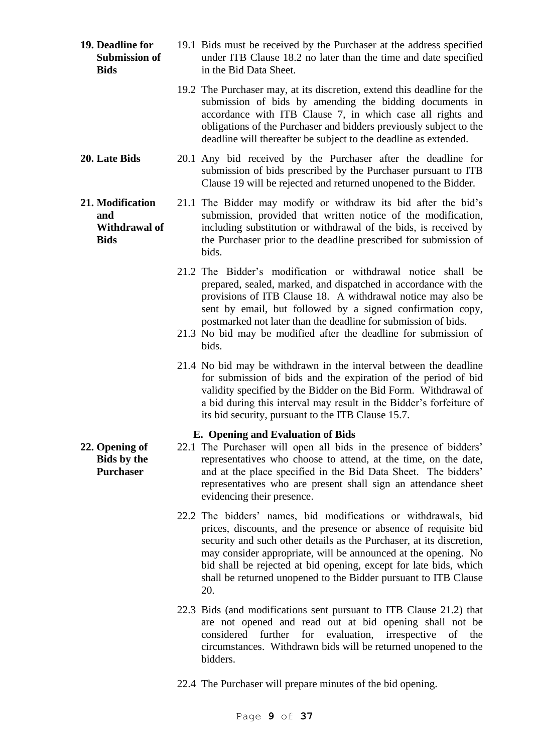**19. Deadline for Submission of Bids**

19.1 Bids must be received by the Purchaser at the address specified under ITB Clause 18.2 no later than the time and date specified in the Bid Data Sheet.

19.2 The Purchaser may, at its discretion, extend this deadline for the submission of bids by amending the bidding documents in accordance with ITB Clause 7, in which case all rights and obligations of the Purchaser and bidders previously subject to the deadline will thereafter be subject to the deadline as extended.

**20. Late Bids**

20.1 Any bid received by the Purchaser after the deadline for submission of bids prescribed by the Purchaser pursuant to ITB Clause 19 will be rejected and returned unopened to the Bidder.

**21. Modification and Withdrawal of Bids**

21.1 The Bidder may modify or withdraw its bid after the bid's submission, provided that written notice of the modification, including substitution or withdrawal of the bids, is received by the Purchaser prior to the deadline prescribed for submission of bids.

21.2 The Bidder's modification or withdrawal notice shall be prepared, sealed, marked, and dispatched in accordance with the provisions of ITB Clause 18. A withdrawal notice may also be sent by email, but followed by a signed confirmation copy, postmarked not later than the deadline for submission of bids.

21.3 No bid may be modified after the deadline for submission of bids.

21.4 No bid may be withdrawn in the interval between the deadline for submission of bids and the expiration of the period of bid validity specified by the Bidder on the Bid Form. Withdrawal of a bid during this interval may result in the Bidder's forfeiture of its bid security, pursuant to the ITB Clause 15.7.

## E. Opening and Evaluation of Bids

**22. Opening of Bids by the Purchaser**

22.1 The Purchaser will open all bids in the presence of bidders' representatives who choose to attend, at the time, on the date, and at the place specified in the Bid Data Sheet. The bidders' representatives who are present shall sign an attendance sheet evidencing their presence.

22.2 The bidders' names, bid modifications or withdrawals, bid prices, discounts, and the presence or absence of requisite bid security and such other details as the Purchaser, at its discretion, may consider appropriate, will be announced at the opening. No bid shall be rejected at bid opening, except for late bids, which shall be returned unopened to the Bidder pursuant to ITB Clause 20.

22.3 Bids (and modifications sent pursuant to ITB Clause 21.2) that are not opened and read out at bid opening shall not be considered further for evaluation, irrespective of the circumstances. Withdrawn bids will be returned unopened to the bidders.

22.4 The Purchaser will prepare minutes of the bid opening.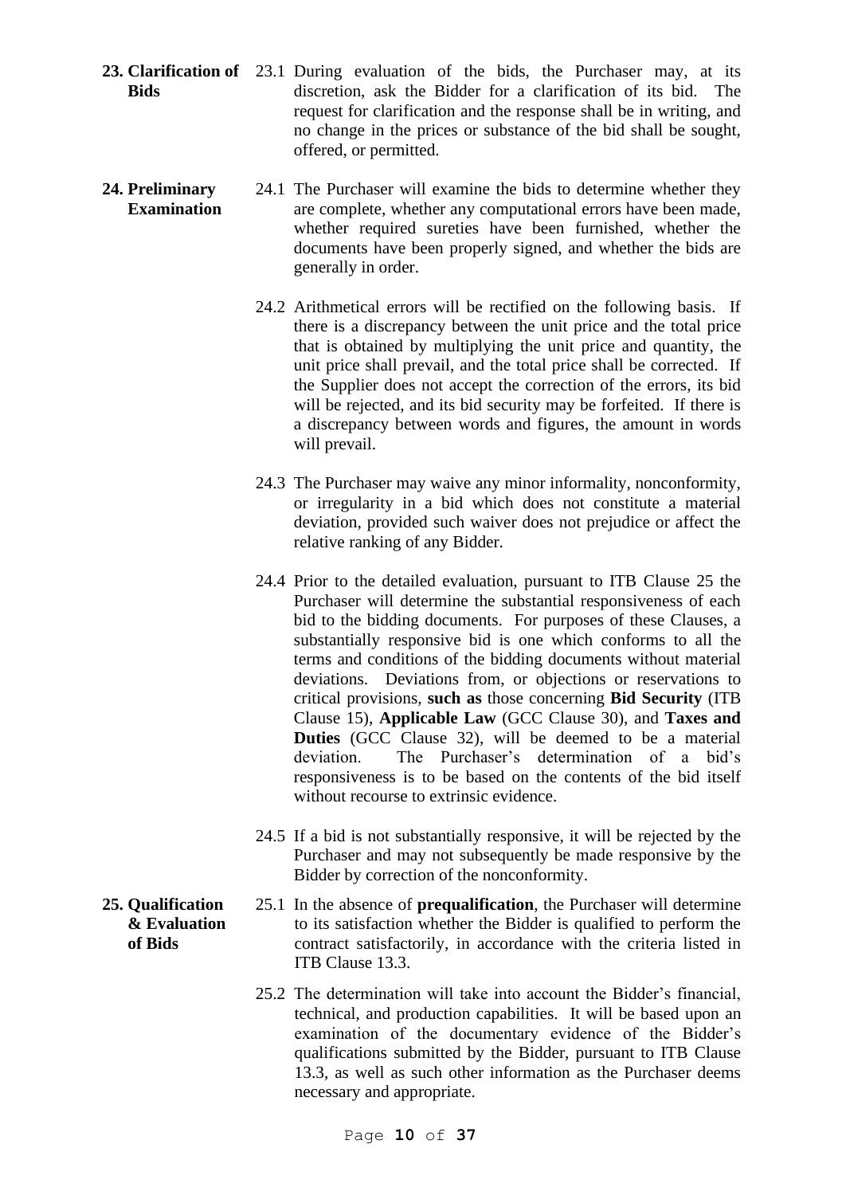**23. Clarification of Bids**

23.1 During evaluation of the bids, the Purchaser may, at its discretion, ask the Bidder for a clarification of its bid. The request for clarification and the response shall be in writing, and no change in the prices or substance of the bid shall be sought, offered, or permitted.

**24. Preliminary Examination**

24.1 The Purchaser will examine the bids to determine whether they are complete, whether any computational errors have been made, whether required sureties have been furnished, whether the documents have been properly signed, and whether the bids are generally in order.

24.2 Arithmetical errors will be rectified on the following basis. If there is a discrepancy between the unit price and the total price that is obtained by multiplying the unit price and quantity, the unit price shall prevail, and the total price shall be corrected. If the Supplier does not accept the correction of the errors, its bid will be rejected, and its bid security may be forfeited. If there is a discrepancy between words and figures, the amount in words will prevail.

24.3 The Purchaser may waive any minor informality, nonconformity, or irregularity in a bid which does not constitute a material deviation, provided such waiver does not prejudice or affect the relative ranking of any Bidder.

24.4 Prior to the detailed evaluation, pursuant to ITB Clause 25 the Purchaser will determine the substantial responsiveness of each bid to the bidding documents. For purposes of these Clauses, a substantially responsive bid is one which conforms to all the terms and conditions of the bidding documents without material deviations. Deviations from, or objections or reservations to critical provisions, **such as** those concerning **Bid Security** (ITB Clause 15), **Applicable Law** (GCC Clause 30), and **Taxes and Duties** (GCC Clause 32), will be deemed to be a material deviation. The Purchaser's determination of a bid's responsiveness is to be based on the contents of the bid itself without recourse to extrinsic evidence.

24.5 If a bid is not substantially responsive, it will be rejected by the Purchaser and may not subsequently be made responsive by the Bidder by correction of the nonconformity.

**25. Qualification & Evaluation of Bids**

25.1 In the absence of **prequalification**, the Purchaser will determine to its satisfaction whether the Bidder is qualified to perform the contract satisfactorily, in accordance with the criteria listed in ITB Clause 13.3.

25.2 The determination will take into account the Bidder's financial, technical, and production capabilities. It will be based upon an examination of the documentary evidence of the Bidder's qualifications submitted by the Bidder, pursuant to ITB Clause 13.3, as well as such other information as the Purchaser deems necessary and appropriate.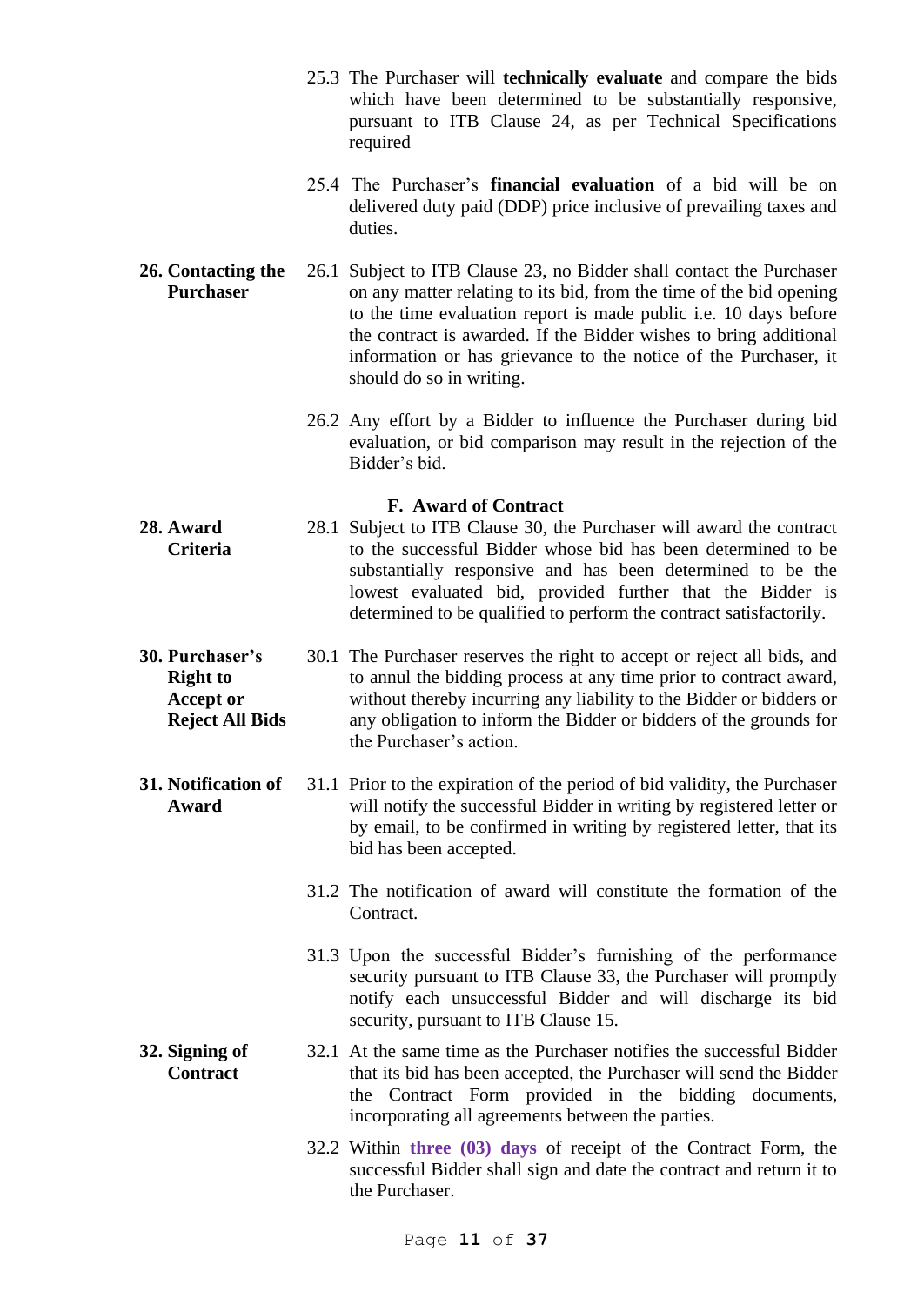25.3 The Purchaser will **technically evaluate** and compare the bids which have been determined to be substantially responsive, pursuant to ITB Clause 24, as per Technical Specifications required

25.4 The Purchaser's **financial evaluation** of a bid will be on delivered duty paid (DDP) price inclusive of prevailing taxes and duties.

**26. Contacting the Purchaser**

26.1 Subject to ITB Clause 23, no Bidder shall contact the Purchaser on any matter relating to its bid, from the time of the bid opening to the time evaluation report is made public i.e. 10 days before the contract is awarded. If the Bidder wishes to bring additional information or has grievance to the notice of the Purchaser, it should do so in writing.

26.2 Any effort by a Bidder to influence the Purchaser during bid evaluation, or bid comparison may result in the rejection of the Bidder's bid.

## F. Award of Contract

**28. Award Criteria**

28.1 Subject to ITB Clause 30, the Purchaser will award the contract to the successful Bidder whose bid has been determined to be substantially responsive and has been determined to be the lowest evaluated bid, provided further that the Bidder is determined to be qualified to perform the contract satisfactorily.

**30. Purchaser's Right to Accept or Reject All Bids**

30.1 The Purchaser reserves the right to accept or reject all bids, and to annul the bidding process at any time prior to contract award, without thereby incurring any liability to the Bidder or bidders or any obligation to inform the Bidder or bidders of the grounds for the Purchaser's action.

**31. Notification of Award**

31.1 Prior to the expiration of the period of bid validity, the Purchaser will notify the successful Bidder in writing by registered letter or by email, to be confirmed in writing by registered letter, that its bid has been accepted.

31.2 The notification of award will constitute the formation of the Contract.

31.3 Upon the successful Bidder's furnishing of the performance security pursuant to ITB Clause 33, the Purchaser will promptly notify each unsuccessful Bidder and will discharge its bid security, pursuant to ITB Clause 15.

**32. Signing of Contract**

32.1 At the same time as the Purchaser notifies the successful Bidder that its bid has been accepted, the Purchaser will send the Bidder the Contract Form provided in the bidding documents, incorporating all agreements between the parties.

32.2 Within **three (03) days** of receipt of the Contract Form, the successful Bidder shall sign and date the contract and return it to the Purchaser.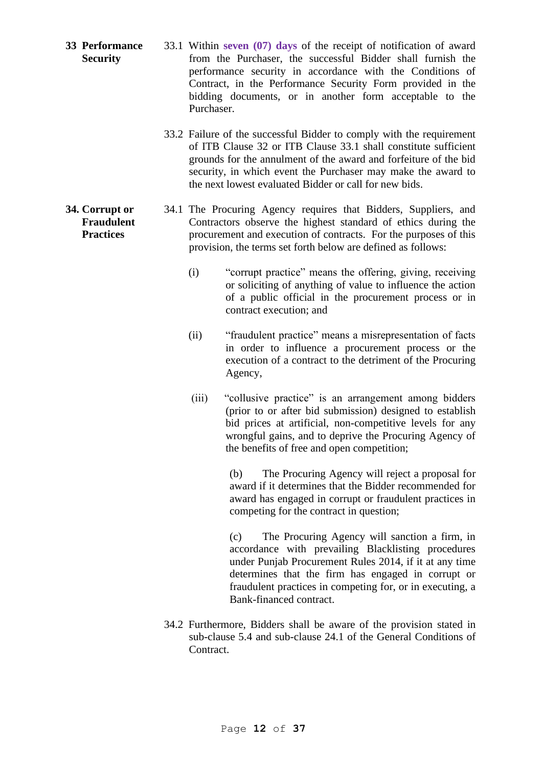**33 Performance Security**

33.1 Within **seven (07) days** of the receipt of notification of award from the Purchaser, the successful Bidder shall furnish the performance security in accordance with the Conditions of Contract, in the Performance Security Form provided in the bidding documents, or in another form acceptable to the Purchaser.

33.2 Failure of the successful Bidder to comply with the requirement of ITB Clause 32 or ITB Clause 33.1 shall constitute sufficient grounds for the annulment of the award and forfeiture of the bid security, in which event the Purchaser may make the award to the next lowest evaluated Bidder or call for new bids.

**34. Corrupt or Fraudulent Practices**

34.1 The Procuring Agency requires that Bidders, Suppliers, and Contractors observe the highest standard of ethics during the procurement and execution of contracts. For the purposes of this provision, the terms set forth below are defined as follows:

(i) "corrupt practice" means the offering, giving, receiving or soliciting of anything of value to influence the action of a public official in the procurement process or in contract execution; and

(ii) "fraudulent practice" means a misrepresentation of facts in order to influence a procurement process or the execution of a contract to the detriment of the Procuring Agency,

(iii) "collusive practice" is an arrangement among bidders (prior to or after bid submission) designed to establish bid prices at artificial, non-competitive levels for any wrongful gains, and to deprive the Procuring Agency of the benefits of free and open competition;

(b) The Procuring Agency will reject a proposal for award if it determines that the Bidder recommended for award has engaged in corrupt or fraudulent practices in competing for the contract in question;

(c) The Procuring Agency will sanction a firm, in accordance with prevailing Blacklisting procedures under Punjab Procurement Rules 2014, if it at any time determines that the firm has engaged in corrupt or fraudulent practices in competing for, or in executing, a Bank-financed contract.

34.2 Furthermore, Bidders shall be aware of the provision stated in sub-clause 5.4 and sub-clause 24.1 of the General Conditions of Contract.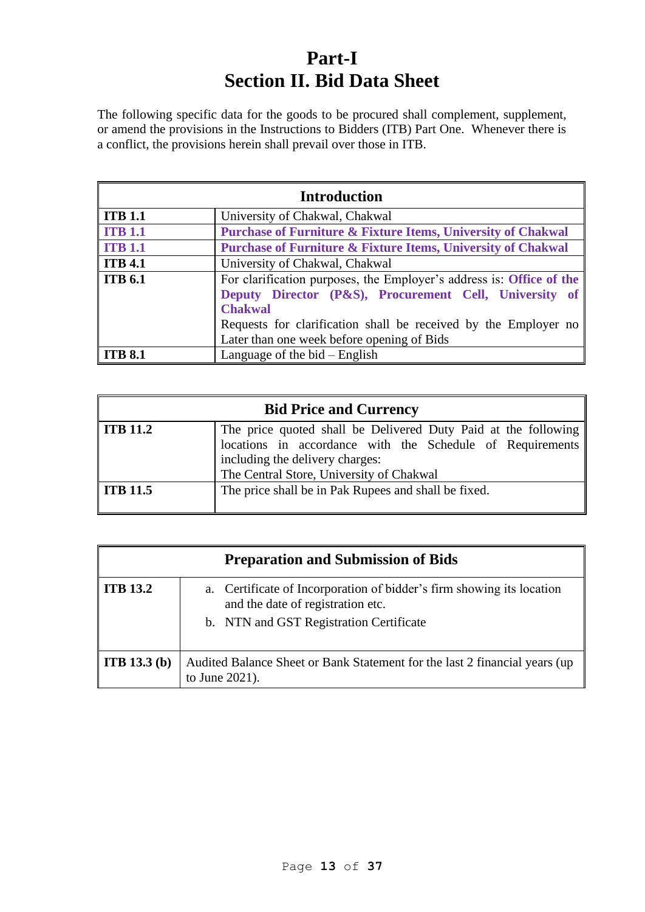# Part-I
# Section II. Bid Data Sheet

The following specific data for the goods to be procured shall complement, supplement, or amend the provisions in the Instructions to Bidders (ITB) Part One. Whenever there is a conflict, the provisions herein shall prevail over those in ITB.

| Introduction | |
|---|---|
| **ITB 1.1** | University of Chakwal, Chakwal |
| **ITB 1.1** | **Purchase of Furniture & Fixture Items, University of Chakwal** |
| **ITB 1.1** | **Purchase of Furniture & Fixture Items, University of Chakwal** |
| **ITB 4.1** | University of Chakwal, Chakwal |
| **ITB 6.1** | For clarification purposes, the Employer's address is: **Office of the Deputy Director (P&S), Procurement Cell, University of Chakwal**<br>Requests for clarification shall be received by the Employer no Later than one week before opening of Bids |
| **ITB 8.1** | Language of the bid – English |

| Bid Price and Currency | |
|---|---|
| **ITB 11.2** | The price quoted shall be Delivered Duty Paid at the following locations in accordance with the Schedule of Requirements including the delivery charges:<br>The Central Store, University of Chakwal |
| **ITB 11.5** | The price shall be in Pak Rupees and shall be fixed. |

| Preparation and Submission of Bids | |
|---|---|
| **ITB 13.2** | a. Certificate of Incorporation of bidder's firm showing its location and the date of registration etc.<br>b. NTN and GST Registration Certificate |
| **ITB 13.3 (b)** | Audited Balance Sheet or Bank Statement for the last 2 financial years (up to June 2021). |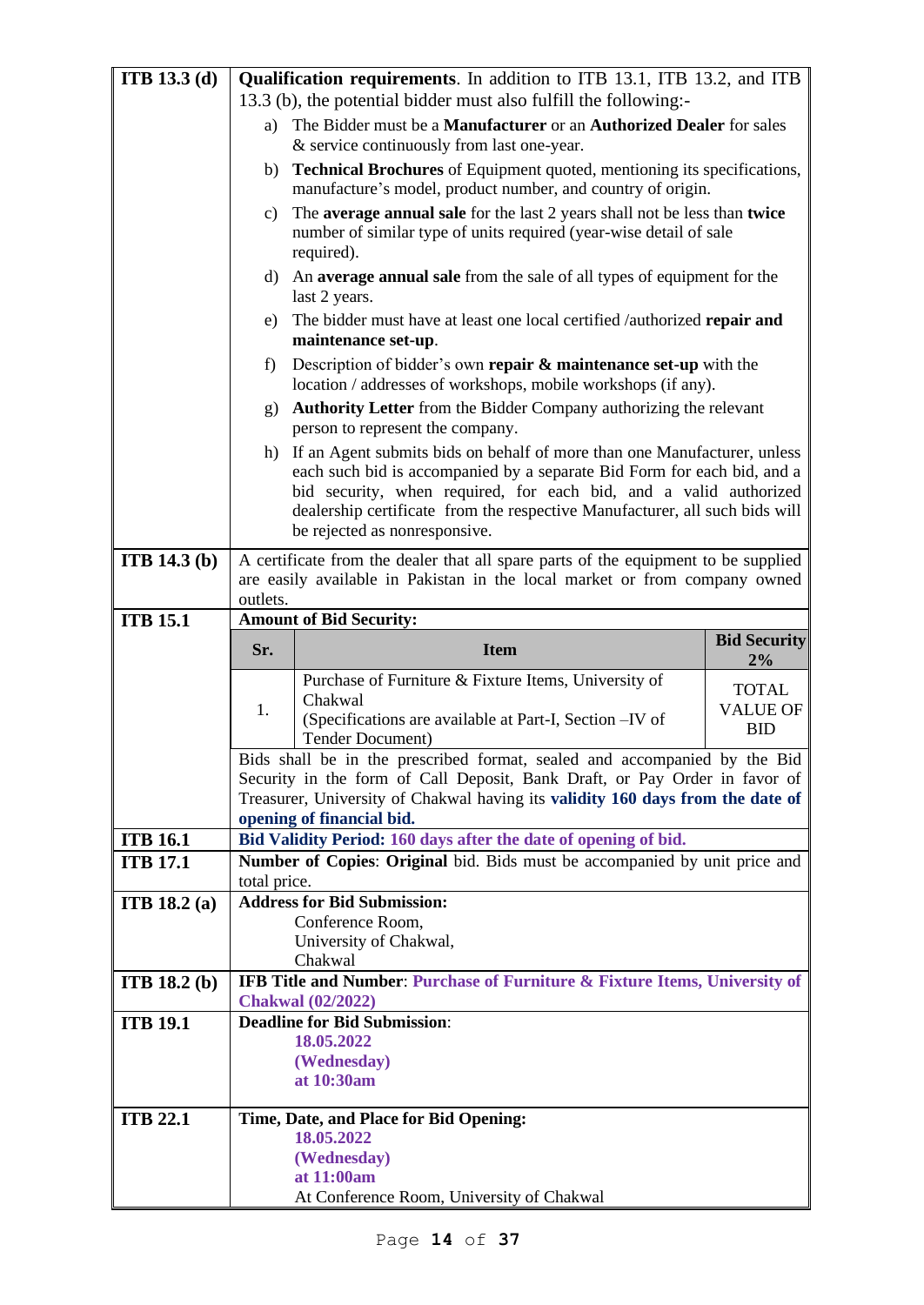| | |
|---|---|
| **ITB 13.3 (d)** | **Qualification requirements**. In addition to ITB 13.1, ITB 13.2, and ITB 13.3 (b), the potential bidder must also fulfill the following:-<br>a) The Bidder must be a **Manufacturer** or an **Authorized Dealer** for sales & service continuously from last one-year.<br>b) **Technical Brochures** of Equipment quoted, mentioning its specifications, manufacture's model, product number, and country of origin.<br>c) The **average annual sale** for the last 2 years shall not be less than **twice** number of similar type of units required (year-wise detail of sale required).<br>d) An **average annual sale** from the sale of all types of equipment for the last 2 years.<br>e) The bidder must have at least one local certified /authorized **repair and maintenance set-up**.<br>f) Description of bidder's own **repair & maintenance set-up** with the location / addresses of workshops, mobile workshops (if any).<br>g) **Authority Letter** from the Bidder Company authorizing the relevant person to represent the company.<br>h) If an Agent submits bids on behalf of more than one Manufacturer, unless each such bid is accompanied by a separate Bid Form for each bid, and a bid security, when required, for each bid, and a valid authorized dealership certificate from the respective Manufacturer, all such bids will be rejected as nonresponsive. |
| **ITB 14.3 (b)** | A certificate from the dealer that all spare parts of the equipment to be supplied are easily available in Pakistan in the local market or from company owned outlets. |
| **ITB 15.1** | **Amount of Bid Security:**<br><br>**Sr.** \| **Item** \| **Bid Security 2%**<br>1. \| Purchase of Furniture & Fixture Items, University of Chakwal (Specifications are available at Part-I, Section –IV of Tender Document) \| TOTAL VALUE OF BID<br><br>Bids shall be in the prescribed format, sealed and accompanied by the Bid Security in the form of Call Deposit, Bank Draft, or Pay Order in favor of Treasurer, University of Chakwal having its **validity 160 days from the date of opening of financial bid.** |
| **ITB 16.1** | **Bid Validity Period: 160 days after the date of opening of bid.** |
| **ITB 17.1** | **Number of Copies**: **Original** bid. Bids must be accompanied by unit price and total price. |
| **ITB 18.2 (a)** | **Address for Bid Submission:**<br>Conference Room,<br>University of Chakwal,<br>Chakwal |
| **ITB 18.2 (b)** | **IFB Title and Number**: **Purchase of Furniture & Fixture Items, University of Chakwal (02/2022)** |
| **ITB 19.1** | **Deadline for Bid Submission**:<br>**18.05.2022**<br>**(Wednesday)**<br>**at 10:30am** |
| **ITB 22.1** | **Time, Date, and Place for Bid Opening:**<br>**18.05.2022**<br>**(Wednesday)**<br>**at 11:00am**<br>At Conference Room, University of Chakwal |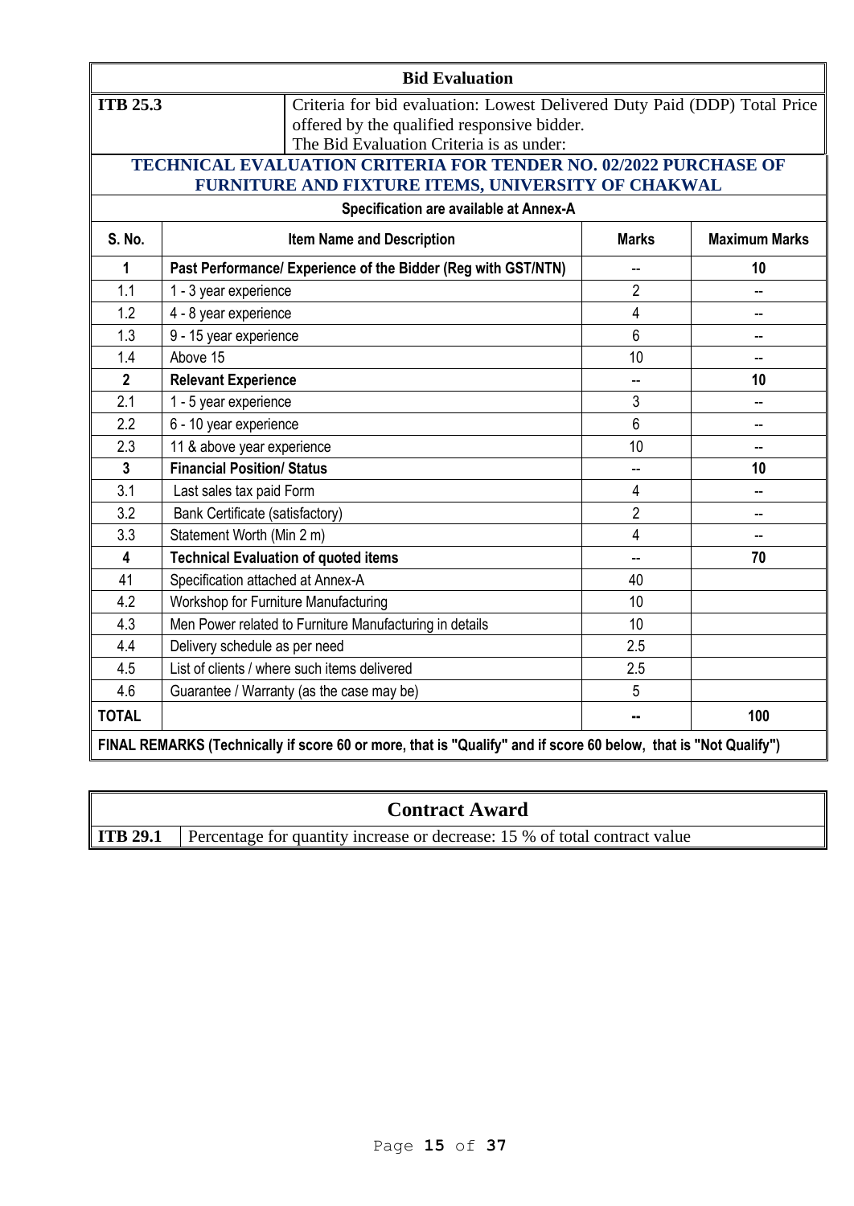## Bid Evaluation

| | |
|---|---|
| **ITB 25.3** | Criteria for bid evaluation: Lowest Delivered Duty Paid (DDP) Total Price offered by the qualified responsive bidder.<br>The Bid Evaluation Criteria is as under: |

**TECHNICAL EVALUATION CRITERIA FOR TENDER NO. 02/2022 PURCHASE OF FURNITURE AND FIXTURE ITEMS, UNIVERSITY OF CHAKWAL**

**Specification are available at Annex-A**

| S. No. | Item Name and Description | Marks | Maximum Marks |
|---|---|---|---|
| **1** | **Past Performance/ Experience of the Bidder (Reg with GST/NTN)** | -- | **10** |
| 1.1 | 1 - 3 year experience | 2 | -- |
| 1.2 | 4 - 8 year experience | 4 | -- |
| 1.3 | 9 - 15 year experience | 6 | -- |
| 1.4 | Above 15 | 10 | -- |
| **2** | **Relevant Experience** | -- | **10** |
| 2.1 | 1 - 5 year experience | 3 | -- |
| 2.2 | 6 - 10 year experience | 6 | -- |
| 2.3 | 11 & above year experience | 10 | -- |
| **3** | **Financial Position/ Status** | -- | **10** |
| 3.1 | Last sales tax paid Form | 4 | -- |
| 3.2 | Bank Certificate (satisfactory) | 2 | -- |
| 3.3 | Statement Worth (Min 2 m) | 4 | -- |
| **4** | **Technical Evaluation of quoted items** | -- | **70** |
| 41 | Specification attached at Annex-A | 40 | |
| 4.2 | Workshop for Furniture Manufacturing | 10 | |
| 4.3 | Men Power related to Furniture Manufacturing in details | 10 | |
| 4.4 | Delivery schedule as per need | 2.5 | |
| 4.5 | List of clients / where such items delivered | 2.5 | |
| 4.6 | Guarantee / Warranty (as the case may be) | 5 | |
| **TOTAL** | | **--** | **100** |

**FINAL REMARKS (Technically if score 60 or more, that is "Qualify" and if score 60 below, that is "Not Qualify")**

## Contract Award

| | |
|---|---|
| **ITB 29.1** | Percentage for quantity increase or decrease: 15 % of total contract value |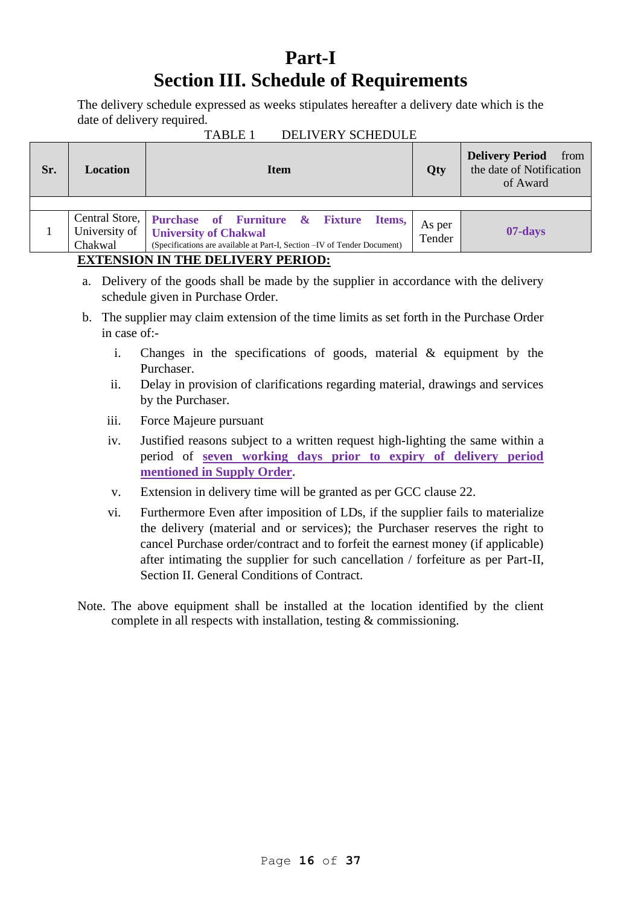# Part-I

## Section III. Schedule of Requirements

The delivery schedule expressed as weeks stipulates hereafter a delivery date which is the date of delivery required.

TABLE 1 DELIVERY SCHEDULE

| Sr. | Location | Item | Qty | **Delivery Period** from the date of Notification of Award |
|---|---|---|---|---|
| | | | | |
| 1 | Central Store, University of Chakwal | **Purchase of Furniture & Fixture Items, University of Chakwal** (Specifications are available at Part-I, Section –IV of Tender Document) | As per Tender | **07-days** |

**EXTENSION IN THE DELIVERY PERIOD:**

a. Delivery of the goods shall be made by the supplier in accordance with the delivery schedule given in Purchase Order.

b. The supplier may claim extension of the time limits as set forth in the Purchase Order in case of:-

   i. Changes in the specifications of goods, material & equipment by the Purchaser.

   ii. Delay in provision of clarifications regarding material, drawings and services by the Purchaser.

   iii. Force Majeure pursuant

   iv. Justified reasons subject to a written request high-lighting the same within a period of **seven working days prior to expiry of delivery period mentioned in Supply Order**.

   v. Extension in delivery time will be granted as per GCC clause 22.

   vi. Furthermore Even after imposition of LDs, if the supplier fails to materialize the delivery (material and or services); the Purchaser reserves the right to cancel Purchase order/contract and to forfeit the earnest money (if applicable) after intimating the supplier for such cancellation / forfeiture as per Part-II, Section II. General Conditions of Contract.

Note. The above equipment shall be installed at the location identified by the client complete in all respects with installation, testing & commissioning.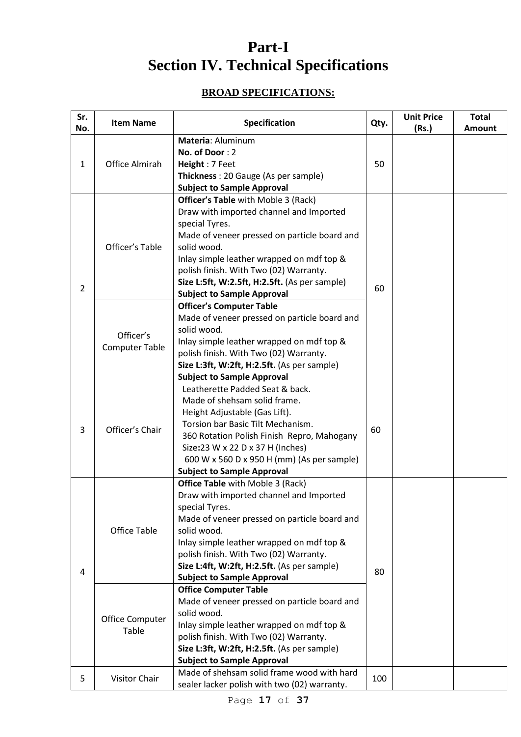# Part-I
# Section IV. Technical Specifications

## BROAD SPECIFICATIONS:

| Sr. No. | Item Name | Specification | Qty. | Unit Price (Rs.) | Total Amount |
|---|---|---|---|---|---|
| 1 | Office Almirah | **Materia**: Aluminum<br>**No. of Door** : 2<br>**Height** : 7 Feet<br>**Thickness** : 20 Gauge (As per sample)<br>**Subject to Sample Approval** | 50 | | |
| 2 | Officer's Table | **Officer's Table** with Moble 3 (Rack)<br>Draw with imported channel and Imported special Tyres.<br>Made of veneer pressed on particle board and solid wood.<br>Inlay simple leather wrapped on mdf top & polish finish. With Two (02) Warranty.<br>**Size L:5ft, W:2.5ft, H:2.5ft.** (As per sample)<br>**Subject to Sample Approval** | 60 | | |
| | Officer's Computer Table | **Officer's Computer Table**<br>Made of veneer pressed on particle board and solid wood.<br>Inlay simple leather wrapped on mdf top & polish finish. With Two (02) Warranty.<br>**Size L:3ft, W:2ft, H:2.5ft.** (As per sample)<br>**Subject to Sample Approval** | | | |
| 3 | Officer's Chair | Leatherette Padded Seat & back.<br>Made of shehsam solid frame.<br>Height Adjustable (Gas Lift).<br>Torsion bar Basic Tilt Mechanism.<br>360 Rotation Polish Finish Repro, Mahogany<br>Size**:**23 W x 22 D x 37 H (Inches)<br>600 W x 560 D x 950 H (mm) (As per sample)<br>**Subject to Sample Approval** | 60 | | |
| 4 | Office Table | **Office Table** with Moble 3 (Rack)<br>Draw with imported channel and Imported special Tyres.<br>Made of veneer pressed on particle board and solid wood.<br>Inlay simple leather wrapped on mdf top & polish finish. With Two (02) Warranty.<br>**Size L:4ft, W:2ft, H:2.5ft.** (As per sample)<br>**Subject to Sample Approval** | 80 | | |
| | Office Computer Table | **Office Computer Table**<br>Made of veneer pressed on particle board and solid wood.<br>Inlay simple leather wrapped on mdf top & polish finish. With Two (02) Warranty.<br>**Size L:3ft, W:2ft, H:2.5ft.** (As per sample)<br>**Subject to Sample Approval** | | | |
| 5 | Visitor Chair | Made of shehsam solid frame wood with hard sealer lacker polish with two (02) warranty. | 100 | | |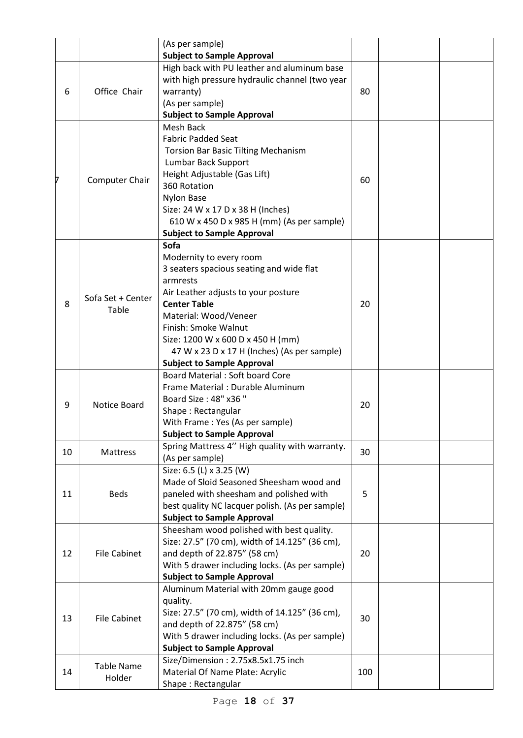| | | | | | |
|---|---|---|---|---|---|
| | | (As per sample)<br>**Subject to Sample Approval** | | | |
| 6 | Office Chair | High back with PU leather and aluminum base with high pressure hydraulic channel (two year warranty)<br>(As per sample)<br>**Subject to Sample Approval** | 80 | | |
| 7 | Computer Chair | Mesh Back<br>Fabric Padded Seat<br>Torsion Bar Basic Tilting Mechanism<br>Lumbar Back Support<br>Height Adjustable (Gas Lift)<br>360 Rotation<br>Nylon Base<br>Size: 24 W x 17 D x 38 H (Inches)<br>610 W x 450 D x 985 H (mm) (As per sample)<br>**Subject to Sample Approval** | 60 | | |
| 8 | Sofa Set + Center Table | **Sofa**<br>Modernity to every room<br>3 seaters spacious seating and wide flat armrests<br>Air Leather adjusts to your posture<br>**Center Table**<br>Material: Wood/Veneer<br>Finish: Smoke Walnut<br>Size: 1200 W x 600 D x 450 H (mm)<br>47 W x 23 D x 17 H (Inches) (As per sample)<br>**Subject to Sample Approval** | 20 | | |
| 9 | Notice Board | Board Material : Soft board Core<br>Frame Material : Durable Aluminum<br>Board Size : 48" x36 "<br>Shape : Rectangular<br>With Frame : Yes (As per sample)<br>**Subject to Sample Approval** | 20 | | |
| 10 | Mattress | Spring Mattress 4'' High quality with warranty.<br>(As per sample) | 30 | | |
| 11 | Beds | Size: 6.5 (L) x 3.25 (W)<br>Made of Sloid Seasoned Sheesham wood and paneled with sheesham and polished with best quality NC lacquer polish. (As per sample)<br>**Subject to Sample Approval** | 5 | | |
| 12 | File Cabinet | Sheesham wood polished with best quality.<br>Size: 27.5" (70 cm), width of 14.125" (36 cm), and depth of 22.875" (58 cm)<br>With 5 drawer including locks. (As per sample)<br>**Subject to Sample Approval** | 20 | | |
| 13 | File Cabinet | Aluminum Material with 20mm gauge good quality.<br>Size: 27.5" (70 cm), width of 14.125" (36 cm), and depth of 22.875" (58 cm)<br>With 5 drawer including locks. (As per sample)<br>**Subject to Sample Approval** | 30 | | |
| 14 | Table Name Holder | Size/Dimension : 2.75x8.5x1.75 inch<br>Material Of Name Plate: Acrylic<br>Shape : Rectangular | 100 | | |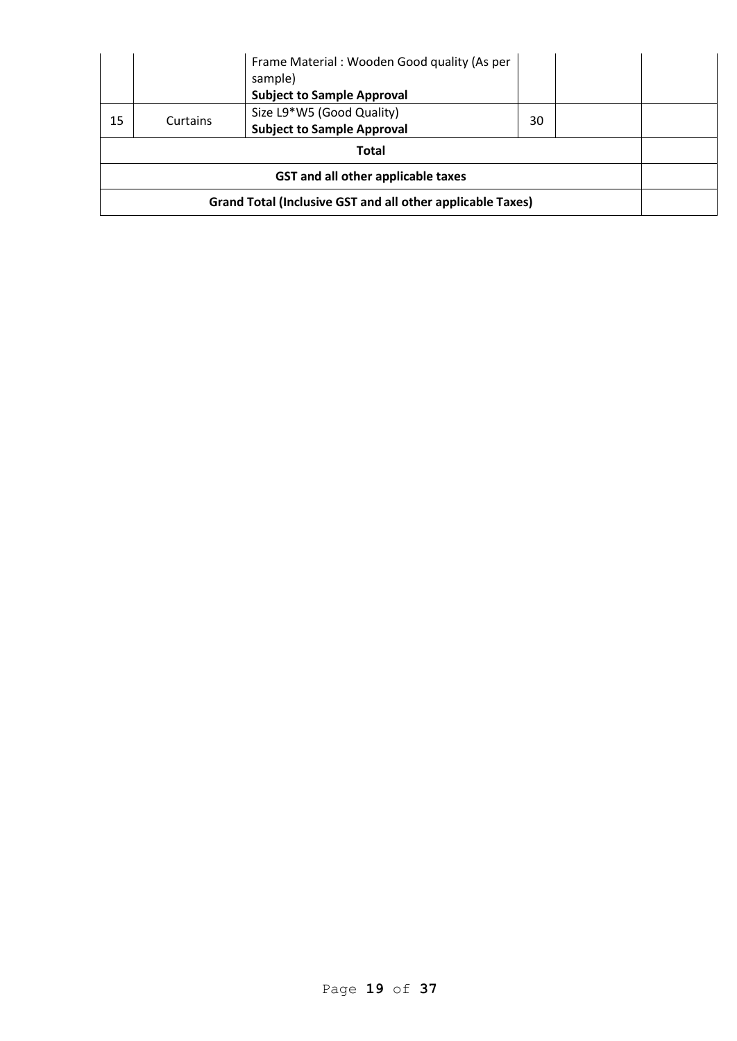| | | | | | |
|---|---|---|---|---|---|
| | | Frame Material : Wooden Good quality (As per sample)<br>**Subject to Sample Approval** | | | |
| 15 | Curtains | Size L9*W5 (Good Quality)<br>**Subject to Sample Approval** | 30 | | |
| **Total** | | | | | |
| **GST and all other applicable taxes** | | | | | |
| **Grand Total (Inclusive GST and all other applicable Taxes)** | | | | | |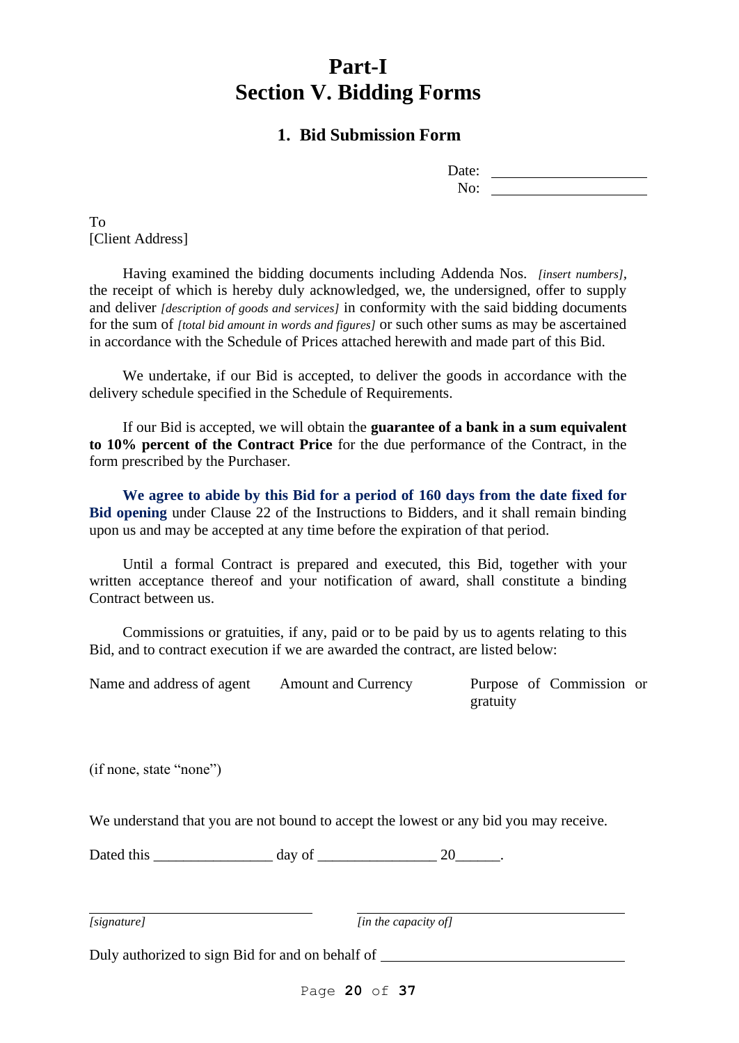# Part-I
# Section V. Bidding Forms

## 1. Bid Submission Form

Date: ____________________
No: ____________________

To
[Client Address]

Having examined the bidding documents including Addenda Nos. *[insert numbers]*, the receipt of which is hereby duly acknowledged, we, the undersigned, offer to supply and deliver *[description of goods and services]* in conformity with the said bidding documents for the sum of *[total bid amount in words and figures]* or such other sums as may be ascertained in accordance with the Schedule of Prices attached herewith and made part of this Bid.

We undertake, if our Bid is accepted, to deliver the goods in accordance with the delivery schedule specified in the Schedule of Requirements.

If our Bid is accepted, we will obtain the **guarantee of a bank in a sum equivalent to 10% percent of the Contract Price** for the due performance of the Contract, in the form prescribed by the Purchaser.

**We agree to abide by this Bid for a period of 160 days from the date fixed for Bid opening** under Clause 22 of the Instructions to Bidders, and it shall remain binding upon us and may be accepted at any time before the expiration of that period.

Until a formal Contract is prepared and executed, this Bid, together with your written acceptance thereof and your notification of award, shall constitute a binding Contract between us.

Commissions or gratuities, if any, paid or to be paid by us to agents relating to this Bid, and to contract execution if we are awarded the contract, are listed below:

| Name and address of agent | Amount and Currency | Purpose of Commission or gratuity |
|---|---|---|
| | | |

(if none, state "none")

We understand that you are not bound to accept the lowest or any bid you may receive.

Dated this ________________ day of ________________ 20______.

______________________________ ______________________________
*[signature]* *[in the capacity of]*

Duly authorized to sign Bid for and on behalf of ______________________________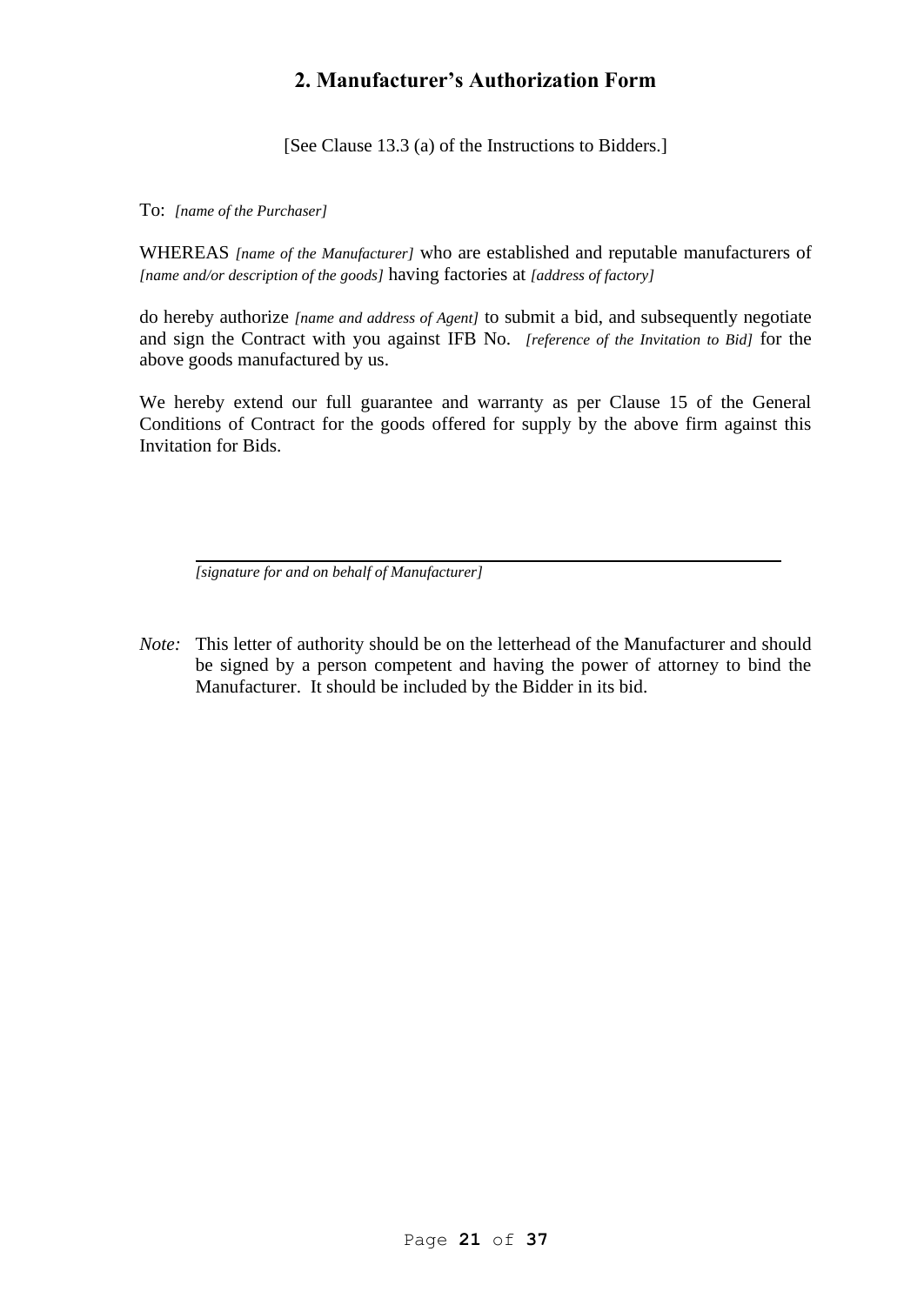## 2. Manufacturer's Authorization Form

[See Clause 13.3 (a) of the Instructions to Bidders.]

To: *[name of the Purchaser]*

WHEREAS *[name of the Manufacturer]* who are established and reputable manufacturers of *[name and/or description of the goods]* having factories at *[address of factory]*

do hereby authorize *[name and address of Agent]* to submit a bid, and subsequently negotiate and sign the Contract with you against IFB No. *[reference of the Invitation to Bid]* for the above goods manufactured by us.

We hereby extend our full guarantee and warranty as per Clause 15 of the General Conditions of Contract for the goods offered for supply by the above firm against this Invitation for Bids.

\_\_\_\_\_\_\_\_\_\_\_\_\_\_\_\_\_\_\_\_\_\_\_\_\_\_\_\_\_\_\_\_\_\_\_\_\_\_\_\_\_\_\_\_

*[signature for and on behalf of Manufacturer]*

*Note:* This letter of authority should be on the letterhead of the Manufacturer and should be signed by a person competent and having the power of attorney to bind the Manufacturer. It should be included by the Bidder in its bid.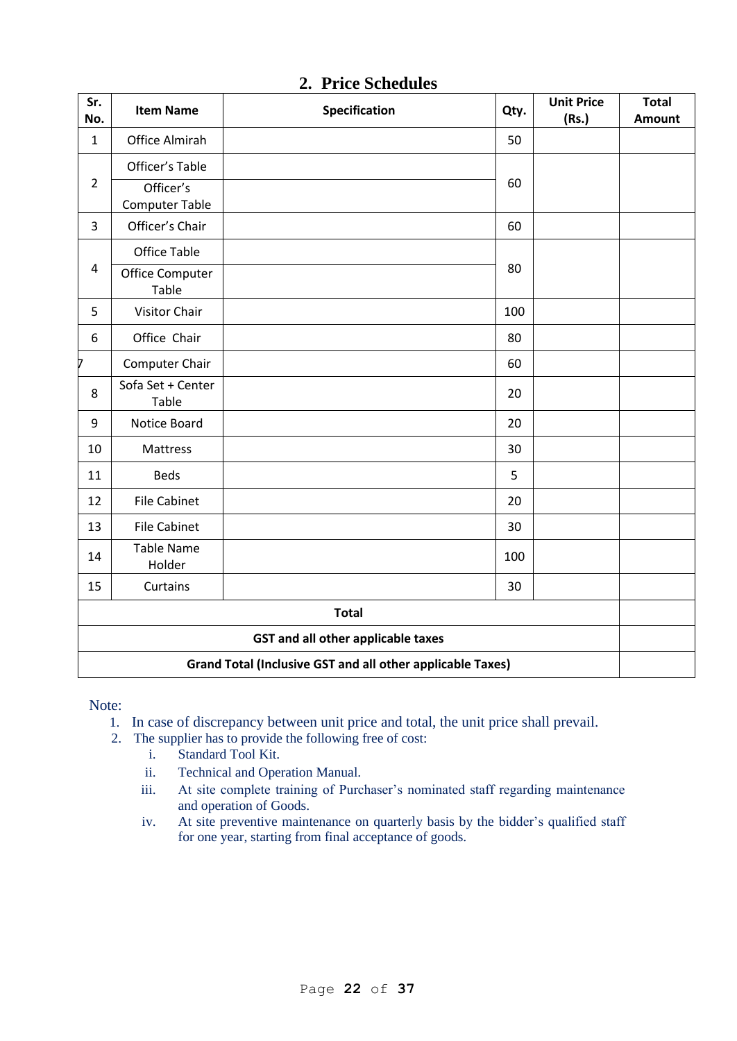## 2. Price Schedules

| Sr. No. | Item Name | Specification | Qty. | Unit Price (Rs.) | Total Amount |
|---|---|---|---|---|---|
| 1 | Office Almirah | | 50 | | |
| 2 | Officer's Table | | 60 | | |
| | Officer's Computer Table | | | | |
| 3 | Officer's Chair | | 60 | | |
| 4 | Office Table | | 80 | | |
| | Office Computer Table | | | | |
| 5 | Visitor Chair | | 100 | | |
| 6 | Office Chair | | 80 | | |
| 7 | Computer Chair | | 60 | | |
| 8 | Sofa Set + Center Table | | 20 | | |
| 9 | Notice Board | | 20 | | |
| 10 | Mattress | | 30 | | |
| 11 | Beds | | 5 | | |
| 12 | File Cabinet | | 20 | | |
| 13 | File Cabinet | | 30 | | |
| 14 | Table Name Holder | | 100 | | |
| 15 | Curtains | | 30 | | |
| **Total** | | | | | |
| **GST and all other applicable taxes** | | | | | |
| **Grand Total (Inclusive GST and all other applicable Taxes)** | | | | | |

Note:

1. In case of discrepancy between unit price and total, the unit price shall prevail.
2. The supplier has to provide the following free of cost:
   1. Standard Tool Kit.
   2. Technical and Operation Manual.
   3. At site complete training of Purchaser's nominated staff regarding maintenance and operation of Goods.
   4. At site preventive maintenance on quarterly basis by the bidder's qualified staff for one year, starting from final acceptance of goods.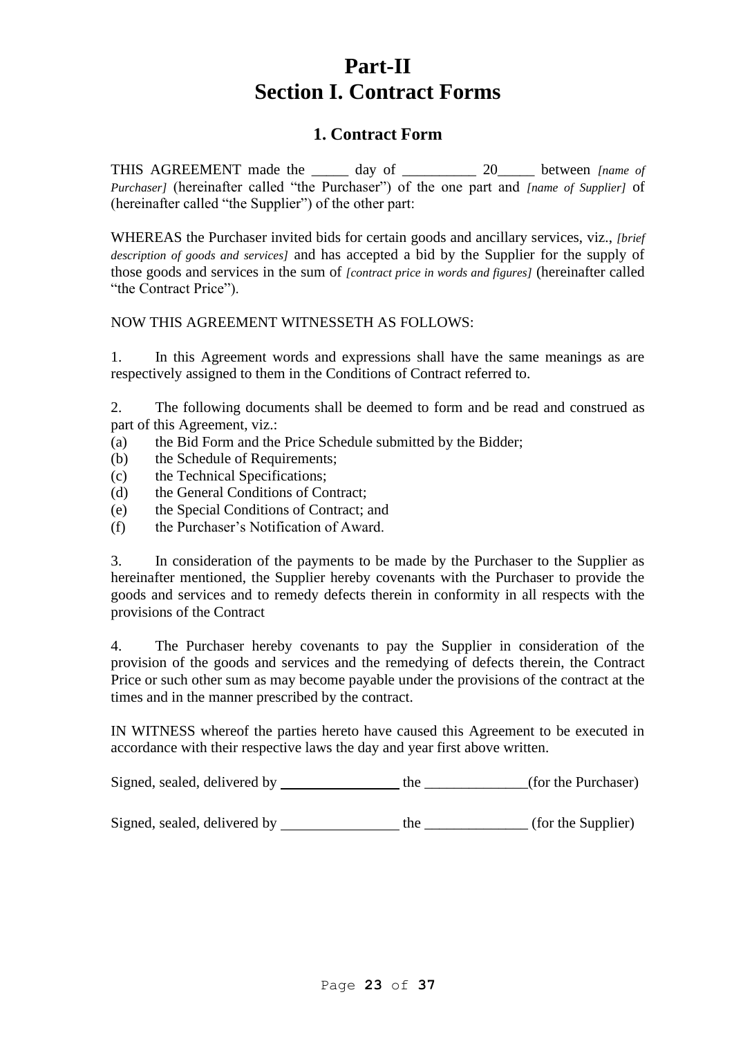# Part-II
# Section I. Contract Forms

## 1. Contract Form

THIS AGREEMENT made the _____ day of __________ 20_____ between *[name of Purchaser]* (hereinafter called "the Purchaser") of the one part and *[name of Supplier]* of (hereinafter called "the Supplier") of the other part:

WHEREAS the Purchaser invited bids for certain goods and ancillary services, viz., *[brief description of goods and services]* and has accepted a bid by the Supplier for the supply of those goods and services in the sum of *[contract price in words and figures]* (hereinafter called "the Contract Price").

NOW THIS AGREEMENT WITNESSETH AS FOLLOWS:

1. In this Agreement words and expressions shall have the same meanings as are respectively assigned to them in the Conditions of Contract referred to.

2. The following documents shall be deemed to form and be read and construed as part of this Agreement, viz.:

(a) the Bid Form and the Price Schedule submitted by the Bidder;
(b) the Schedule of Requirements;
(c) the Technical Specifications;
(d) the General Conditions of Contract;
(e) the Special Conditions of Contract; and
(f) the Purchaser's Notification of Award.

3. In consideration of the payments to be made by the Purchaser to the Supplier as hereinafter mentioned, the Supplier hereby covenants with the Purchaser to provide the goods and services and to remedy defects therein in conformity in all respects with the provisions of the Contract

4. The Purchaser hereby covenants to pay the Supplier in consideration of the provision of the goods and services and the remedying of defects therein, the Contract Price or such other sum as may become payable under the provisions of the contract at the times and in the manner prescribed by the contract.

IN WITNESS whereof the parties hereto have caused this Agreement to be executed in accordance with their respective laws the day and year first above written.

Signed, sealed, delivered by ________________ the ______________(for the Purchaser)

Signed, sealed, delivered by ________________ the ______________ (for the Supplier)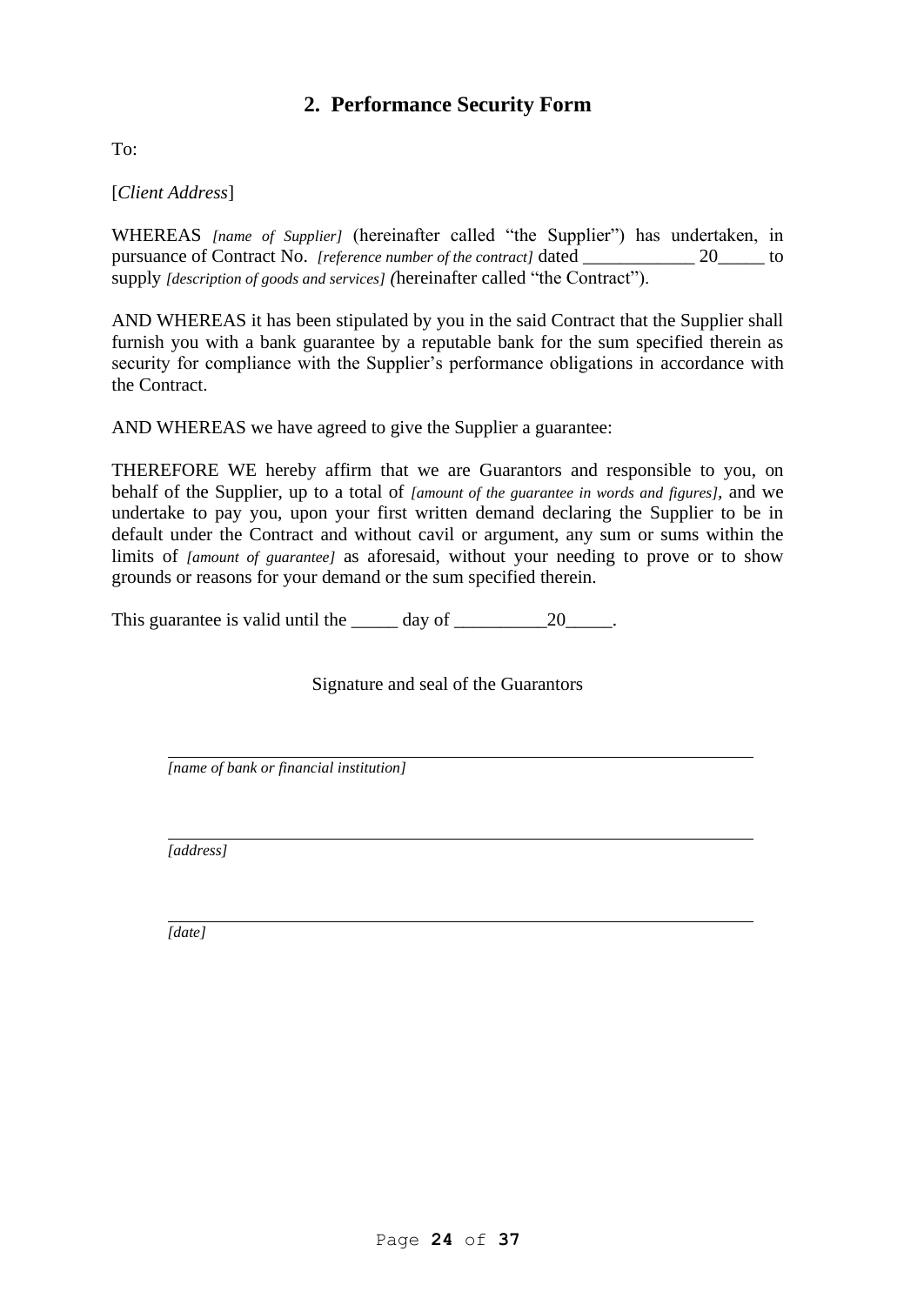## 2. Performance Security Form

To:

[*Client Address*]

WHEREAS *[name of Supplier]* (hereinafter called "the Supplier") has undertaken, in pursuance of Contract No. *[reference number of the contract]* dated ____________ 20_____ to supply *[description of goods and services] (*hereinafter called "the Contract").

AND WHEREAS it has been stipulated by you in the said Contract that the Supplier shall furnish you with a bank guarantee by a reputable bank for the sum specified therein as security for compliance with the Supplier's performance obligations in accordance with the Contract.

AND WHEREAS we have agreed to give the Supplier a guarantee:

THEREFORE WE hereby affirm that we are Guarantors and responsible to you, on behalf of the Supplier, up to a total of *[amount of the guarantee in words and figures]*, and we undertake to pay you, upon your first written demand declaring the Supplier to be in default under the Contract and without cavil or argument, any sum or sums within the limits of *[amount of guarantee]* as aforesaid, without your needing to prove or to show grounds or reasons for your demand or the sum specified therein.

This guarantee is valid until the _____ day of __________20_____.

Signature and seal of the Guarantors

______________________________________________________________
*[name of bank or financial institution]*

______________________________________________________________
*[address]*

______________________________________________________________
*[date]*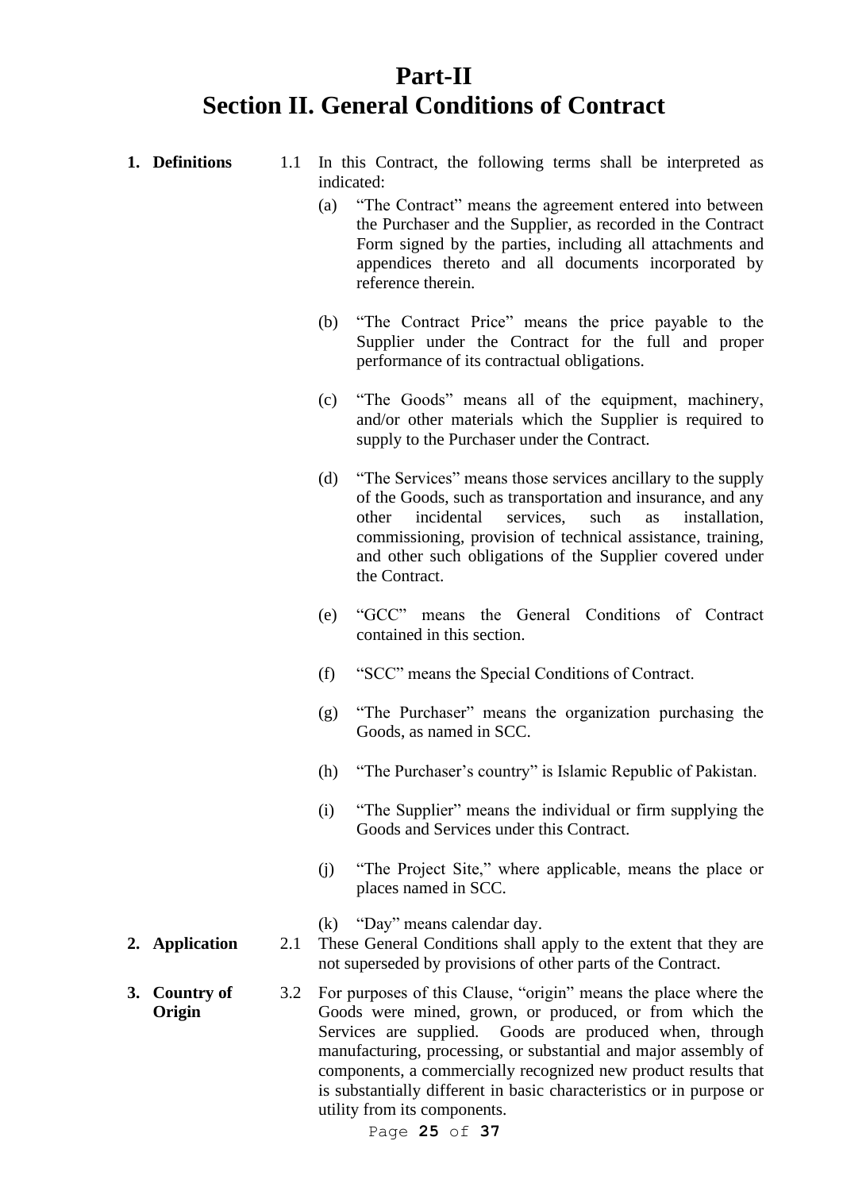# Part-II
# Section II. General Conditions of Contract

**1. Definitions**

1.1 In this Contract, the following terms shall be interpreted as indicated:

(a) "The Contract" means the agreement entered into between the Purchaser and the Supplier, as recorded in the Contract Form signed by the parties, including all attachments and appendices thereto and all documents incorporated by reference therein.

(b) "The Contract Price" means the price payable to the Supplier under the Contract for the full and proper performance of its contractual obligations.

(c) "The Goods" means all of the equipment, machinery, and/or other materials which the Supplier is required to supply to the Purchaser under the Contract.

(d) "The Services" means those services ancillary to the supply of the Goods, such as transportation and insurance, and any other incidental services, such as installation, commissioning, provision of technical assistance, training, and other such obligations of the Supplier covered under the Contract.

(e) "GCC" means the General Conditions of Contract contained in this section.

(f) "SCC" means the Special Conditions of Contract.

(g) "The Purchaser" means the organization purchasing the Goods, as named in SCC.

(h) "The Purchaser's country" is Islamic Republic of Pakistan.

(i) "The Supplier" means the individual or firm supplying the Goods and Services under this Contract.

(j) "The Project Site," where applicable, means the place or places named in SCC.

(k) "Day" means calendar day.

**2. Application**

2.1 These General Conditions shall apply to the extent that they are not superseded by provisions of other parts of the Contract.

**3. Country of Origin**

3.2 For purposes of this Clause, "origin" means the place where the Goods were mined, grown, or produced, or from which the Services are supplied. Goods are produced when, through manufacturing, processing, or substantial and major assembly of components, a commercially recognized new product results that is substantially different in basic characteristics or in purpose or utility from its components.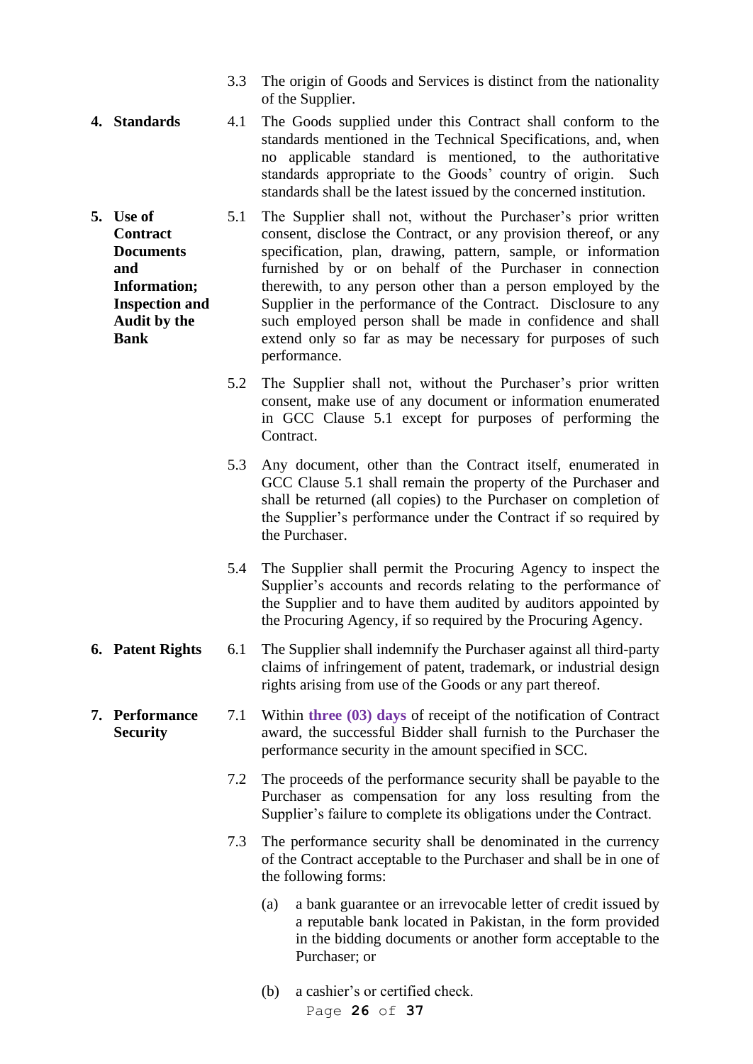3.3 The origin of Goods and Services is distinct from the nationality of the Supplier.

**4. Standards**

4.1 The Goods supplied under this Contract shall conform to the standards mentioned in the Technical Specifications, and, when no applicable standard is mentioned, to the authoritative standards appropriate to the Goods' country of origin. Such standards shall be the latest issued by the concerned institution.

**5. Use of Contract Documents and Information; Inspection and Audit by the Bank**

5.1 The Supplier shall not, without the Purchaser's prior written consent, disclose the Contract, or any provision thereof, or any specification, plan, drawing, pattern, sample, or information furnished by or on behalf of the Purchaser in connection therewith, to any person other than a person employed by the Supplier in the performance of the Contract. Disclosure to any such employed person shall be made in confidence and shall extend only so far as may be necessary for purposes of such performance.

5.2 The Supplier shall not, without the Purchaser's prior written consent, make use of any document or information enumerated in GCC Clause 5.1 except for purposes of performing the Contract.

5.3 Any document, other than the Contract itself, enumerated in GCC Clause 5.1 shall remain the property of the Purchaser and shall be returned (all copies) to the Purchaser on completion of the Supplier's performance under the Contract if so required by the Purchaser.

5.4 The Supplier shall permit the Procuring Agency to inspect the Supplier's accounts and records relating to the performance of the Supplier and to have them audited by auditors appointed by the Procuring Agency, if so required by the Procuring Agency.

**6. Patent Rights**

6.1 The Supplier shall indemnify the Purchaser against all third-party claims of infringement of patent, trademark, or industrial design rights arising from use of the Goods or any part thereof.

**7. Performance Security**

7.1 Within **three (03) days** of receipt of the notification of Contract award, the successful Bidder shall furnish to the Purchaser the performance security in the amount specified in SCC.

7.2 The proceeds of the performance security shall be payable to the Purchaser as compensation for any loss resulting from the Supplier's failure to complete its obligations under the Contract.

7.3 The performance security shall be denominated in the currency of the Contract acceptable to the Purchaser and shall be in one of the following forms:

(a) a bank guarantee or an irrevocable letter of credit issued by a reputable bank located in Pakistan, in the form provided in the bidding documents or another form acceptable to the Purchaser; or

(b) a cashier's or certified check.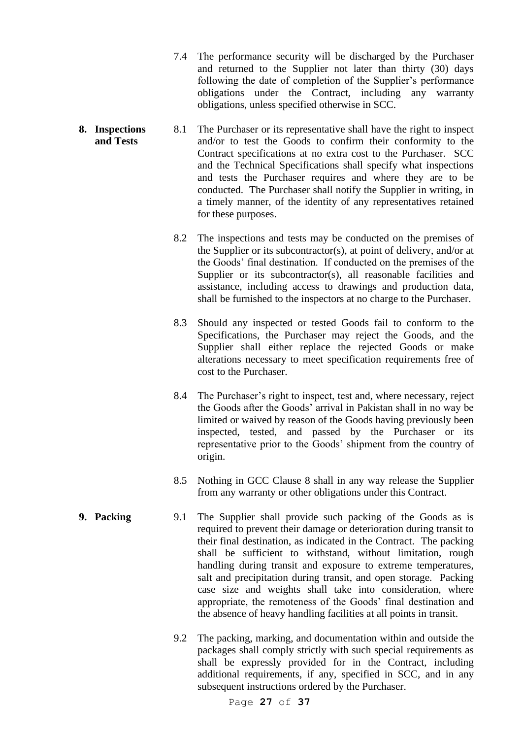7.4 The performance security will be discharged by the Purchaser and returned to the Supplier not later than thirty (30) days following the date of completion of the Supplier's performance obligations under the Contract, including any warranty obligations, unless specified otherwise in SCC.

**8. Inspections and Tests**

8.1 The Purchaser or its representative shall have the right to inspect and/or to test the Goods to confirm their conformity to the Contract specifications at no extra cost to the Purchaser. SCC and the Technical Specifications shall specify what inspections and tests the Purchaser requires and where they are to be conducted. The Purchaser shall notify the Supplier in writing, in a timely manner, of the identity of any representatives retained for these purposes.

8.2 The inspections and tests may be conducted on the premises of the Supplier or its subcontractor(s), at point of delivery, and/or at the Goods' final destination. If conducted on the premises of the Supplier or its subcontractor(s), all reasonable facilities and assistance, including access to drawings and production data, shall be furnished to the inspectors at no charge to the Purchaser.

8.3 Should any inspected or tested Goods fail to conform to the Specifications, the Purchaser may reject the Goods, and the Supplier shall either replace the rejected Goods or make alterations necessary to meet specification requirements free of cost to the Purchaser.

8.4 The Purchaser's right to inspect, test and, where necessary, reject the Goods after the Goods' arrival in Pakistan shall in no way be limited or waived by reason of the Goods having previously been inspected, tested, and passed by the Purchaser or its representative prior to the Goods' shipment from the country of origin.

8.5 Nothing in GCC Clause 8 shall in any way release the Supplier from any warranty or other obligations under this Contract.

**9. Packing**

9.1 The Supplier shall provide such packing of the Goods as is required to prevent their damage or deterioration during transit to their final destination, as indicated in the Contract. The packing shall be sufficient to withstand, without limitation, rough handling during transit and exposure to extreme temperatures, salt and precipitation during transit, and open storage. Packing case size and weights shall take into consideration, where appropriate, the remoteness of the Goods' final destination and the absence of heavy handling facilities at all points in transit.

9.2 The packing, marking, and documentation within and outside the packages shall comply strictly with such special requirements as shall be expressly provided for in the Contract, including additional requirements, if any, specified in SCC, and in any subsequent instructions ordered by the Purchaser.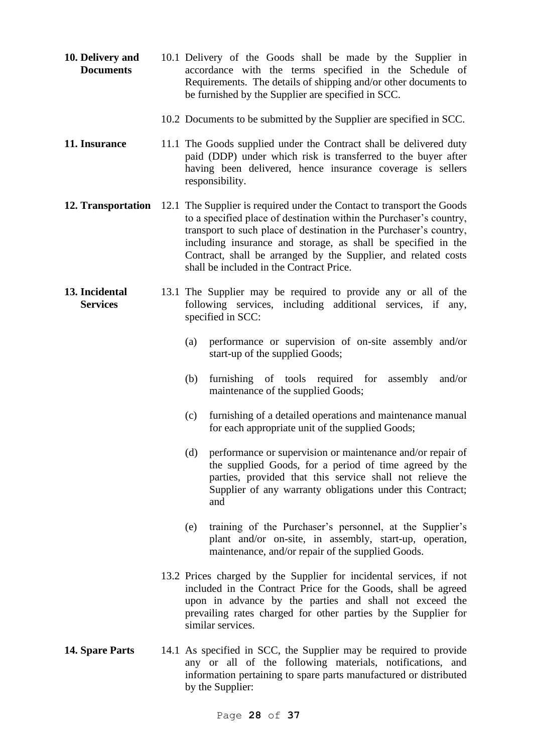**10. Delivery and Documents**

10.1 Delivery of the Goods shall be made by the Supplier in accordance with the terms specified in the Schedule of Requirements. The details of shipping and/or other documents to be furnished by the Supplier are specified in SCC.

10.2 Documents to be submitted by the Supplier are specified in SCC.

**11. Insurance**

11.1 The Goods supplied under the Contract shall be delivered duty paid (DDP) under which risk is transferred to the buyer after having been delivered, hence insurance coverage is sellers responsibility.

**12. Transportation**

12.1 The Supplier is required under the Contact to transport the Goods to a specified place of destination within the Purchaser's country, transport to such place of destination in the Purchaser's country, including insurance and storage, as shall be specified in the Contract, shall be arranged by the Supplier, and related costs shall be included in the Contract Price.

**13. Incidental Services**

13.1 The Supplier may be required to provide any or all of the following services, including additional services, if any, specified in SCC:

(a) performance or supervision of on-site assembly and/or start-up of the supplied Goods;

(b) furnishing of tools required for assembly and/or maintenance of the supplied Goods;

(c) furnishing of a detailed operations and maintenance manual for each appropriate unit of the supplied Goods;

(d) performance or supervision or maintenance and/or repair of the supplied Goods, for a period of time agreed by the parties, provided that this service shall not relieve the Supplier of any warranty obligations under this Contract; and

(e) training of the Purchaser's personnel, at the Supplier's plant and/or on-site, in assembly, start-up, operation, maintenance, and/or repair of the supplied Goods.

13.2 Prices charged by the Supplier for incidental services, if not included in the Contract Price for the Goods, shall be agreed upon in advance by the parties and shall not exceed the prevailing rates charged for other parties by the Supplier for similar services.

**14. Spare Parts**

14.1 As specified in SCC, the Supplier may be required to provide any or all of the following materials, notifications, and information pertaining to spare parts manufactured or distributed by the Supplier: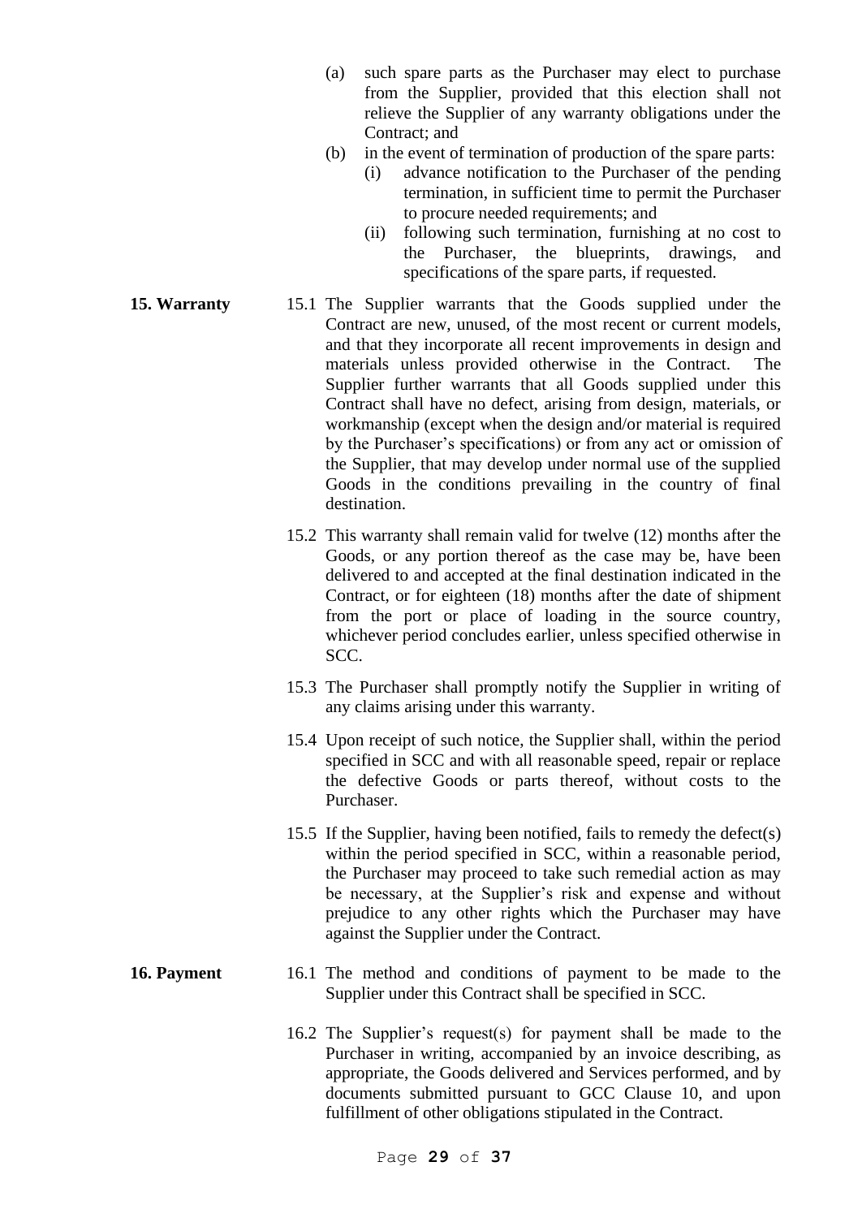(a) such spare parts as the Purchaser may elect to purchase from the Supplier, provided that this election shall not relieve the Supplier of any warranty obligations under the Contract; and

(b) in the event of termination of production of the spare parts:

   (i) advance notification to the Purchaser of the pending termination, in sufficient time to permit the Purchaser to procure needed requirements; and

   (ii) following such termination, furnishing at no cost to the Purchaser, the blueprints, drawings, and specifications of the spare parts, if requested.

**15. Warranty**

15.1 The Supplier warrants that the Goods supplied under the Contract are new, unused, of the most recent or current models, and that they incorporate all recent improvements in design and materials unless provided otherwise in the Contract. The Supplier further warrants that all Goods supplied under this Contract shall have no defect, arising from design, materials, or workmanship (except when the design and/or material is required by the Purchaser's specifications) or from any act or omission of the Supplier, that may develop under normal use of the supplied Goods in the conditions prevailing in the country of final destination.

15.2 This warranty shall remain valid for twelve (12) months after the Goods, or any portion thereof as the case may be, have been delivered to and accepted at the final destination indicated in the Contract, or for eighteen (18) months after the date of shipment from the port or place of loading in the source country, whichever period concludes earlier, unless specified otherwise in SCC.

15.3 The Purchaser shall promptly notify the Supplier in writing of any claims arising under this warranty.

15.4 Upon receipt of such notice, the Supplier shall, within the period specified in SCC and with all reasonable speed, repair or replace the defective Goods or parts thereof, without costs to the Purchaser.

15.5 If the Supplier, having been notified, fails to remedy the defect(s) within the period specified in SCC, within a reasonable period, the Purchaser may proceed to take such remedial action as may be necessary, at the Supplier's risk and expense and without prejudice to any other rights which the Purchaser may have against the Supplier under the Contract.

**16. Payment**

16.1 The method and conditions of payment to be made to the Supplier under this Contract shall be specified in SCC.

16.2 The Supplier's request(s) for payment shall be made to the Purchaser in writing, accompanied by an invoice describing, as appropriate, the Goods delivered and Services performed, and by documents submitted pursuant to GCC Clause 10, and upon fulfillment of other obligations stipulated in the Contract.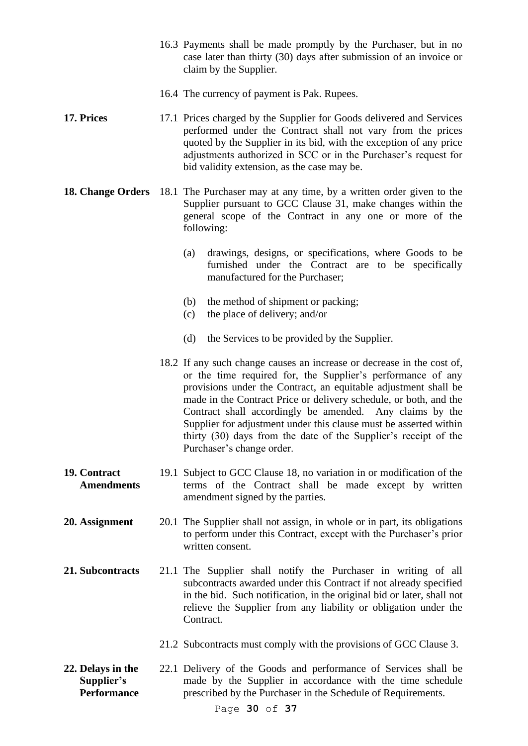16.3 Payments shall be made promptly by the Purchaser, but in no case later than thirty (30) days after submission of an invoice or claim by the Supplier.

16.4 The currency of payment is Pak. Rupees.

**17. Prices**

17.1 Prices charged by the Supplier for Goods delivered and Services performed under the Contract shall not vary from the prices quoted by the Supplier in its bid, with the exception of any price adjustments authorized in SCC or in the Purchaser's request for bid validity extension, as the case may be.

**18. Change Orders**

18.1 The Purchaser may at any time, by a written order given to the Supplier pursuant to GCC Clause 31, make changes within the general scope of the Contract in any one or more of the following:

(a) drawings, designs, or specifications, where Goods to be furnished under the Contract are to be specifically manufactured for the Purchaser;

(b) the method of shipment or packing;

(c) the place of delivery; and/or

(d) the Services to be provided by the Supplier.

18.2 If any such change causes an increase or decrease in the cost of, or the time required for, the Supplier's performance of any provisions under the Contract, an equitable adjustment shall be made in the Contract Price or delivery schedule, or both, and the Contract shall accordingly be amended. Any claims by the Supplier for adjustment under this clause must be asserted within thirty (30) days from the date of the Supplier's receipt of the Purchaser's change order.

**19. Contract Amendments**

19.1 Subject to GCC Clause 18, no variation in or modification of the terms of the Contract shall be made except by written amendment signed by the parties.

**20. Assignment**

20.1 The Supplier shall not assign, in whole or in part, its obligations to perform under this Contract, except with the Purchaser's prior written consent.

**21. Subcontracts**

21.1 The Supplier shall notify the Purchaser in writing of all subcontracts awarded under this Contract if not already specified in the bid. Such notification, in the original bid or later, shall not relieve the Supplier from any liability or obligation under the Contract.

21.2 Subcontracts must comply with the provisions of GCC Clause 3.

**22. Delays in the Supplier's Performance**

22.1 Delivery of the Goods and performance of Services shall be made by the Supplier in accordance with the time schedule prescribed by the Purchaser in the Schedule of Requirements.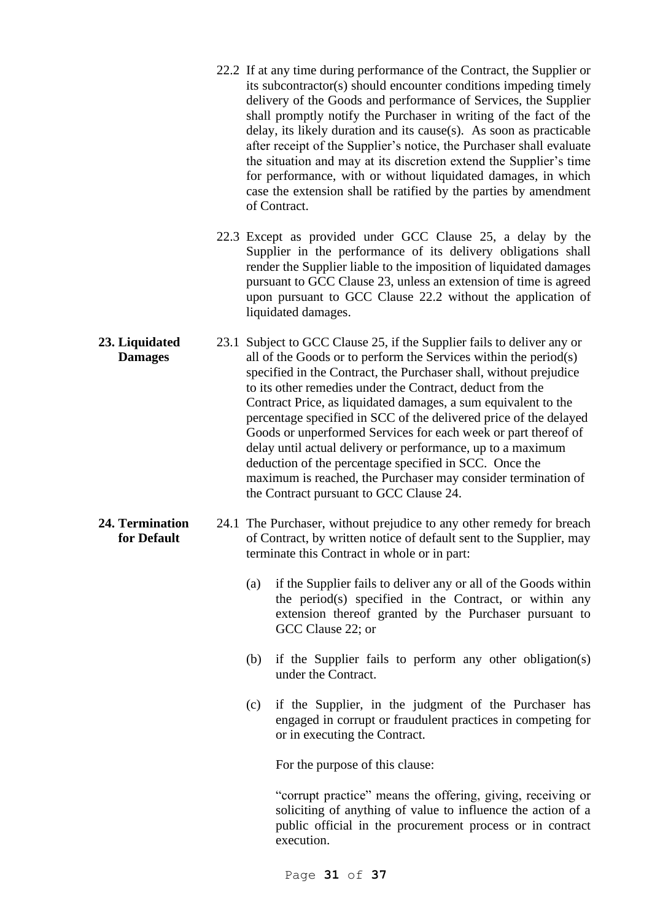22.2 If at any time during performance of the Contract, the Supplier or its subcontractor(s) should encounter conditions impeding timely delivery of the Goods and performance of Services, the Supplier shall promptly notify the Purchaser in writing of the fact of the delay, its likely duration and its cause(s). As soon as practicable after receipt of the Supplier's notice, the Purchaser shall evaluate the situation and may at its discretion extend the Supplier's time for performance, with or without liquidated damages, in which case the extension shall be ratified by the parties by amendment of Contract.

22.3 Except as provided under GCC Clause 25, a delay by the Supplier in the performance of its delivery obligations shall render the Supplier liable to the imposition of liquidated damages pursuant to GCC Clause 23, unless an extension of time is agreed upon pursuant to GCC Clause 22.2 without the application of liquidated damages.

**23. Liquidated Damages**

23.1 Subject to GCC Clause 25, if the Supplier fails to deliver any or all of the Goods or to perform the Services within the period(s) specified in the Contract, the Purchaser shall, without prejudice to its other remedies under the Contract, deduct from the Contract Price, as liquidated damages, a sum equivalent to the percentage specified in SCC of the delivered price of the delayed Goods or unperformed Services for each week or part thereof of delay until actual delivery or performance, up to a maximum deduction of the percentage specified in SCC. Once the maximum is reached, the Purchaser may consider termination of the Contract pursuant to GCC Clause 24.

**24. Termination for Default**

24.1 The Purchaser, without prejudice to any other remedy for breach of Contract, by written notice of default sent to the Supplier, may terminate this Contract in whole or in part:

(a) if the Supplier fails to deliver any or all of the Goods within the period(s) specified in the Contract, or within any extension thereof granted by the Purchaser pursuant to GCC Clause 22; or

(b) if the Supplier fails to perform any other obligation(s) under the Contract.

(c) if the Supplier, in the judgment of the Purchaser has engaged in corrupt or fraudulent practices in competing for or in executing the Contract.

For the purpose of this clause:

"corrupt practice" means the offering, giving, receiving or soliciting of anything of value to influence the action of a public official in the procurement process or in contract execution.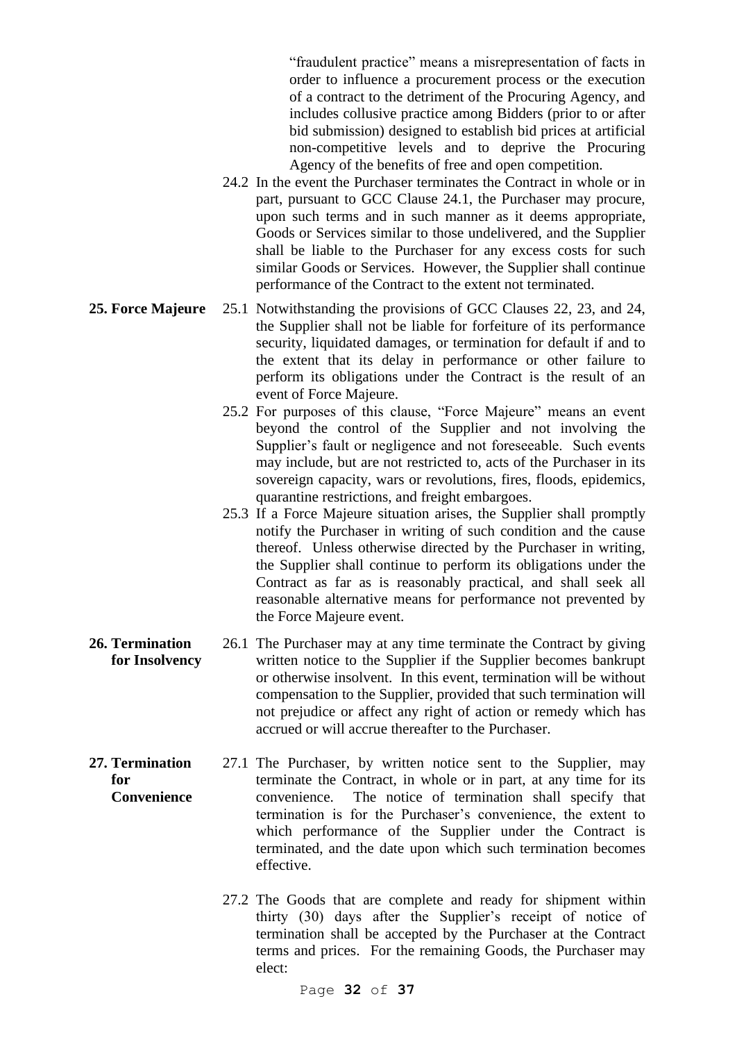"fraudulent practice" means a misrepresentation of facts in order to influence a procurement process or the execution of a contract to the detriment of the Procuring Agency, and includes collusive practice among Bidders (prior to or after bid submission) designed to establish bid prices at artificial non-competitive levels and to deprive the Procuring Agency of the benefits of free and open competition.

24.2 In the event the Purchaser terminates the Contract in whole or in part, pursuant to GCC Clause 24.1, the Purchaser may procure, upon such terms and in such manner as it deems appropriate, Goods or Services similar to those undelivered, and the Supplier shall be liable to the Purchaser for any excess costs for such similar Goods or Services. However, the Supplier shall continue performance of the Contract to the extent not terminated.

**25. Force Majeure**

25.1 Notwithstanding the provisions of GCC Clauses 22, 23, and 24, the Supplier shall not be liable for forfeiture of its performance security, liquidated damages, or termination for default if and to the extent that its delay in performance or other failure to perform its obligations under the Contract is the result of an event of Force Majeure.

25.2 For purposes of this clause, "Force Majeure" means an event beyond the control of the Supplier and not involving the Supplier's fault or negligence and not foreseeable. Such events may include, but are not restricted to, acts of the Purchaser in its sovereign capacity, wars or revolutions, fires, floods, epidemics, quarantine restrictions, and freight embargoes.

25.3 If a Force Majeure situation arises, the Supplier shall promptly notify the Purchaser in writing of such condition and the cause thereof. Unless otherwise directed by the Purchaser in writing, the Supplier shall continue to perform its obligations under the Contract as far as is reasonably practical, and shall seek all reasonable alternative means for performance not prevented by the Force Majeure event.

**26. Termination for Insolvency**

26.1 The Purchaser may at any time terminate the Contract by giving written notice to the Supplier if the Supplier becomes bankrupt or otherwise insolvent. In this event, termination will be without compensation to the Supplier, provided that such termination will not prejudice or affect any right of action or remedy which has accrued or will accrue thereafter to the Purchaser.

**27. Termination for Convenience**

27.1 The Purchaser, by written notice sent to the Supplier, may terminate the Contract, in whole or in part, at any time for its convenience. The notice of termination shall specify that termination is for the Purchaser's convenience, the extent to which performance of the Supplier under the Contract is terminated, and the date upon which such termination becomes effective.

27.2 The Goods that are complete and ready for shipment within thirty (30) days after the Supplier's receipt of notice of termination shall be accepted by the Purchaser at the Contract terms and prices. For the remaining Goods, the Purchaser may elect: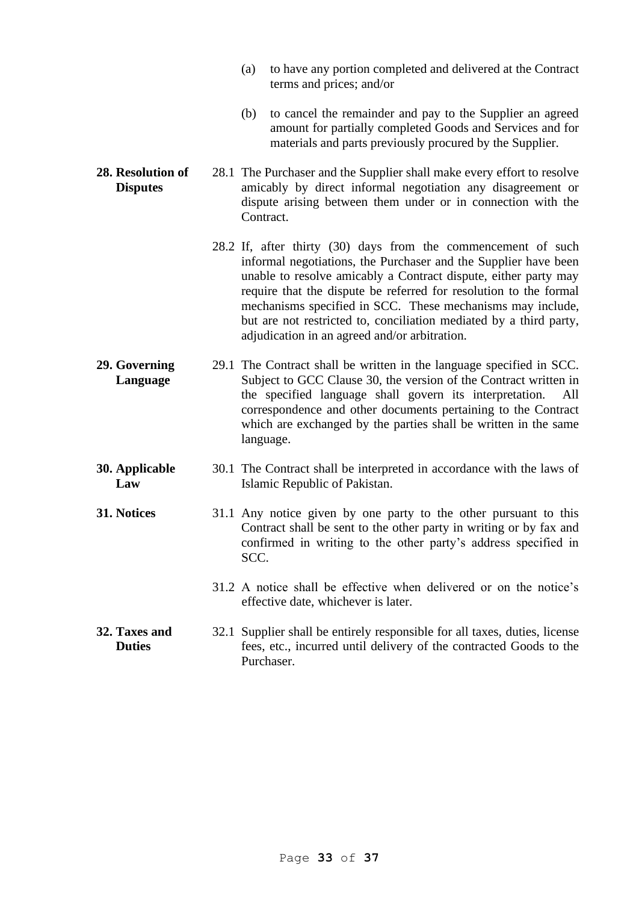(a) to have any portion completed and delivered at the Contract terms and prices; and/or

(b) to cancel the remainder and pay to the Supplier an agreed amount for partially completed Goods and Services and for materials and parts previously procured by the Supplier.

**28. Resolution of Disputes**

28.1 The Purchaser and the Supplier shall make every effort to resolve amicably by direct informal negotiation any disagreement or dispute arising between them under or in connection with the Contract.

28.2 If, after thirty (30) days from the commencement of such informal negotiations, the Purchaser and the Supplier have been unable to resolve amicably a Contract dispute, either party may require that the dispute be referred for resolution to the formal mechanisms specified in SCC. These mechanisms may include, but are not restricted to, conciliation mediated by a third party, adjudication in an agreed and/or arbitration.

**29. Governing Language**

29.1 The Contract shall be written in the language specified in SCC. Subject to GCC Clause 30, the version of the Contract written in the specified language shall govern its interpretation. All correspondence and other documents pertaining to the Contract which are exchanged by the parties shall be written in the same language.

**30. Applicable Law**

30.1 The Contract shall be interpreted in accordance with the laws of Islamic Republic of Pakistan.

**31. Notices**

31.1 Any notice given by one party to the other pursuant to this Contract shall be sent to the other party in writing or by fax and confirmed in writing to the other party's address specified in SCC.

31.2 A notice shall be effective when delivered or on the notice's effective date, whichever is later.

**32. Taxes and Duties**

32.1 Supplier shall be entirely responsible for all taxes, duties, license fees, etc., incurred until delivery of the contracted Goods to the Purchaser.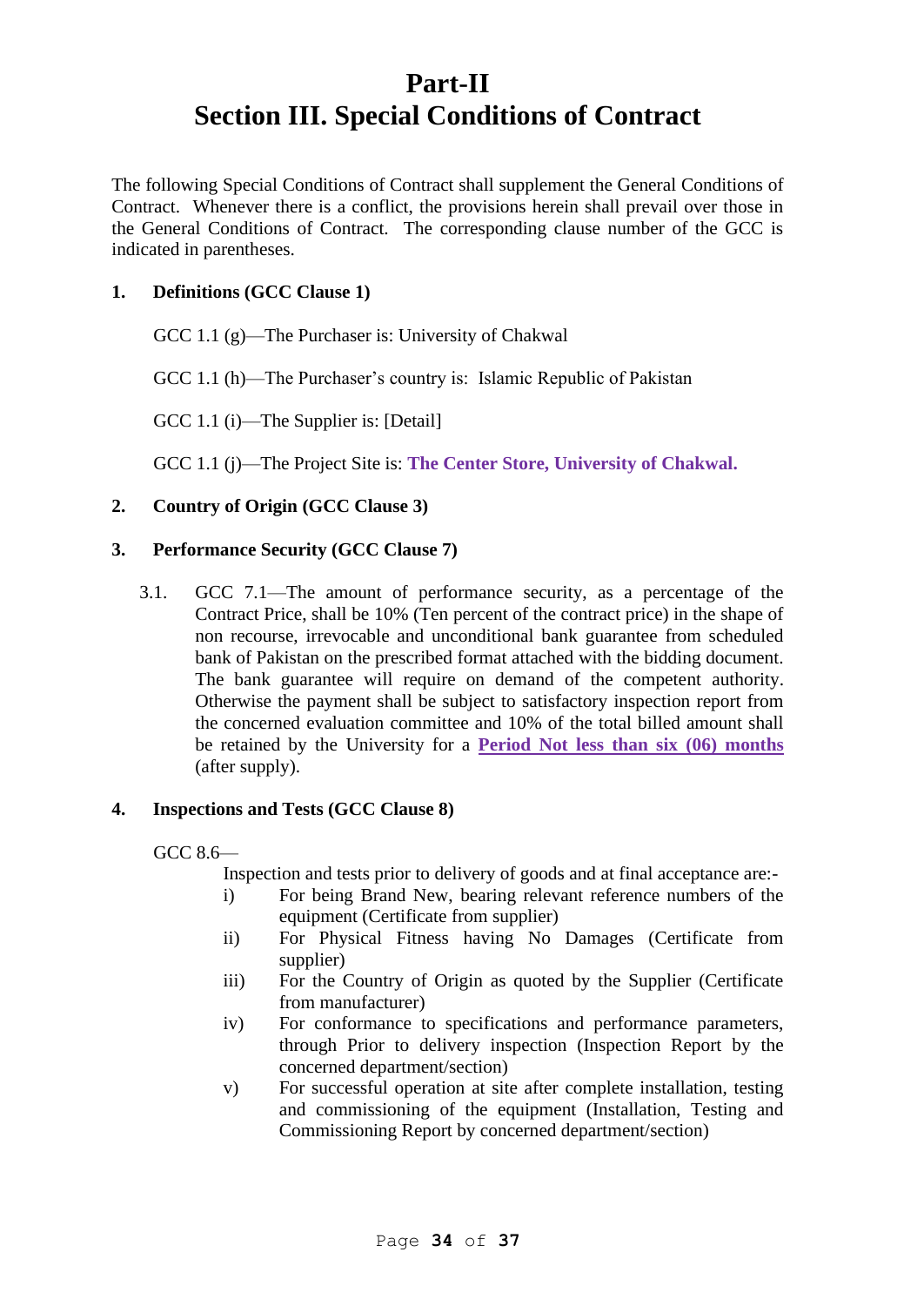# Part-II
# Section III. Special Conditions of Contract

The following Special Conditions of Contract shall supplement the General Conditions of Contract. Whenever there is a conflict, the provisions herein shall prevail over those in the General Conditions of Contract. The corresponding clause number of the GCC is indicated in parentheses.

**1. Definitions (GCC Clause 1)**

GCC 1.1 (g)—The Purchaser is: University of Chakwal

GCC 1.1 (h)—The Purchaser's country is: Islamic Republic of Pakistan

GCC 1.1 (i)—The Supplier is: [Detail]

GCC 1.1 (j)—The Project Site is: **The Center Store, University of Chakwal.**

**2. Country of Origin (GCC Clause 3)**

**3. Performance Security (GCC Clause 7)**

3.1. GCC 7.1—The amount of performance security, as a percentage of the Contract Price, shall be 10% (Ten percent of the contract price) in the shape of non recourse, irrevocable and unconditional bank guarantee from scheduled bank of Pakistan on the prescribed format attached with the bidding document. The bank guarantee will require on demand of the competent authority. Otherwise the payment shall be subject to satisfactory inspection report from the concerned evaluation committee and 10% of the total billed amount shall be retained by the University for a **Period Not less than six (06) months** (after supply).

**4. Inspections and Tests (GCC Clause 8)**

GCC 8.6—

Inspection and tests prior to delivery of goods and at final acceptance are:-

i) For being Brand New, bearing relevant reference numbers of the equipment (Certificate from supplier)

ii) For Physical Fitness having No Damages (Certificate from supplier)

iii) For the Country of Origin as quoted by the Supplier (Certificate from manufacturer)

iv) For conformance to specifications and performance parameters, through Prior to delivery inspection (Inspection Report by the concerned department/section)

v) For successful operation at site after complete installation, testing and commissioning of the equipment (Installation, Testing and Commissioning Report by concerned department/section)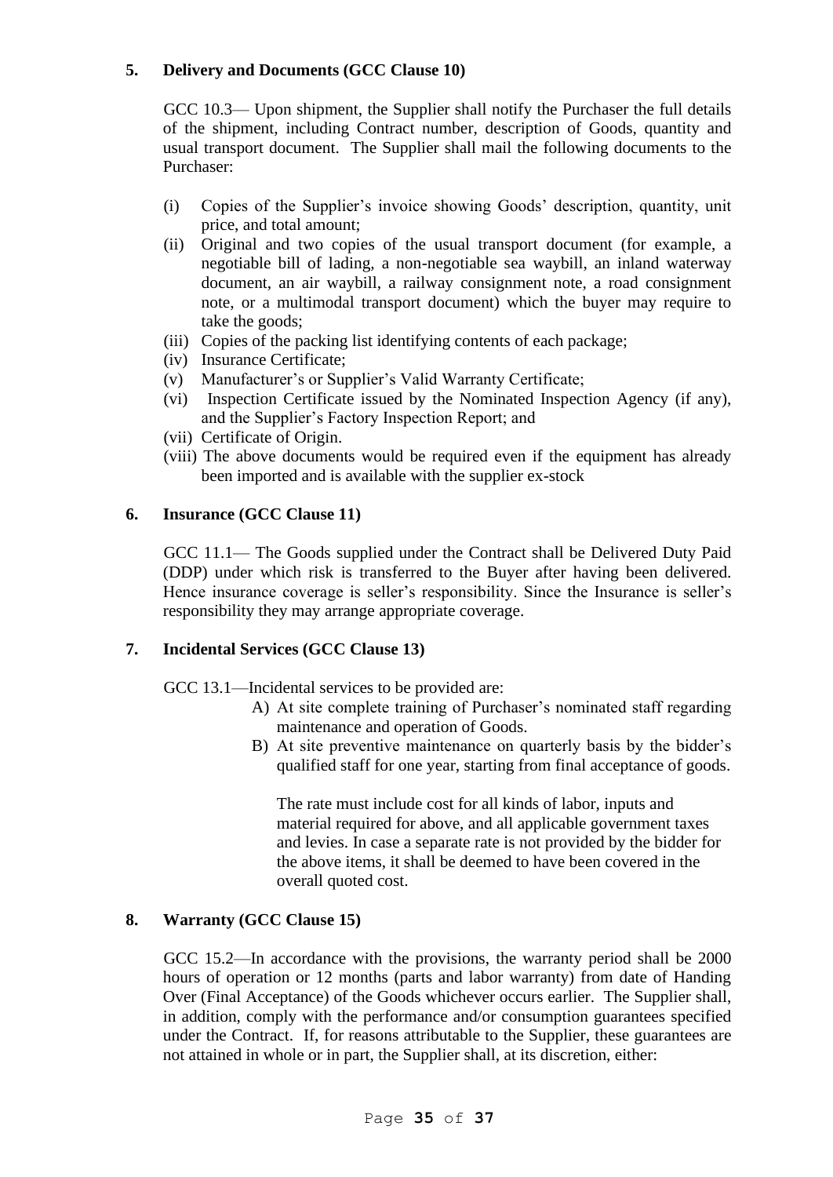## 5. Delivery and Documents (GCC Clause 10)

GCC 10.3— Upon shipment, the Supplier shall notify the Purchaser the full details of the shipment, including Contract number, description of Goods, quantity and usual transport document. The Supplier shall mail the following documents to the Purchaser:

- (i) Copies of the Supplier's invoice showing Goods' description, quantity, unit price, and total amount;
- (ii) Original and two copies of the usual transport document (for example, a negotiable bill of lading, a non-negotiable sea waybill, an inland waterway document, an air waybill, a railway consignment note, a road consignment note, or a multimodal transport document) which the buyer may require to take the goods;
- (iii) Copies of the packing list identifying contents of each package;
- (iv) Insurance Certificate;
- (v) Manufacturer's or Supplier's Valid Warranty Certificate;
- (vi) Inspection Certificate issued by the Nominated Inspection Agency (if any), and the Supplier's Factory Inspection Report; and
- (vii) Certificate of Origin.
- (viii) The above documents would be required even if the equipment has already been imported and is available with the supplier ex-stock

## 6. Insurance (GCC Clause 11)

GCC 11.1— The Goods supplied under the Contract shall be Delivered Duty Paid (DDP) under which risk is transferred to the Buyer after having been delivered. Hence insurance coverage is seller's responsibility. Since the Insurance is seller's responsibility they may arrange appropriate coverage.

## 7. Incidental Services (GCC Clause 13)

GCC 13.1—Incidental services to be provided are:

- A) At site complete training of Purchaser's nominated staff regarding maintenance and operation of Goods.
- B) At site preventive maintenance on quarterly basis by the bidder's qualified staff for one year, starting from final acceptance of goods.

  The rate must include cost for all kinds of labor, inputs and material required for above, and all applicable government taxes and levies. In case a separate rate is not provided by the bidder for the above items, it shall be deemed to have been covered in the overall quoted cost.

## 8. Warranty (GCC Clause 15)

GCC 15.2—In accordance with the provisions, the warranty period shall be 2000 hours of operation or 12 months (parts and labor warranty) from date of Handing Over (Final Acceptance) of the Goods whichever occurs earlier. The Supplier shall, in addition, comply with the performance and/or consumption guarantees specified under the Contract. If, for reasons attributable to the Supplier, these guarantees are not attained in whole or in part, the Supplier shall, at its discretion, either: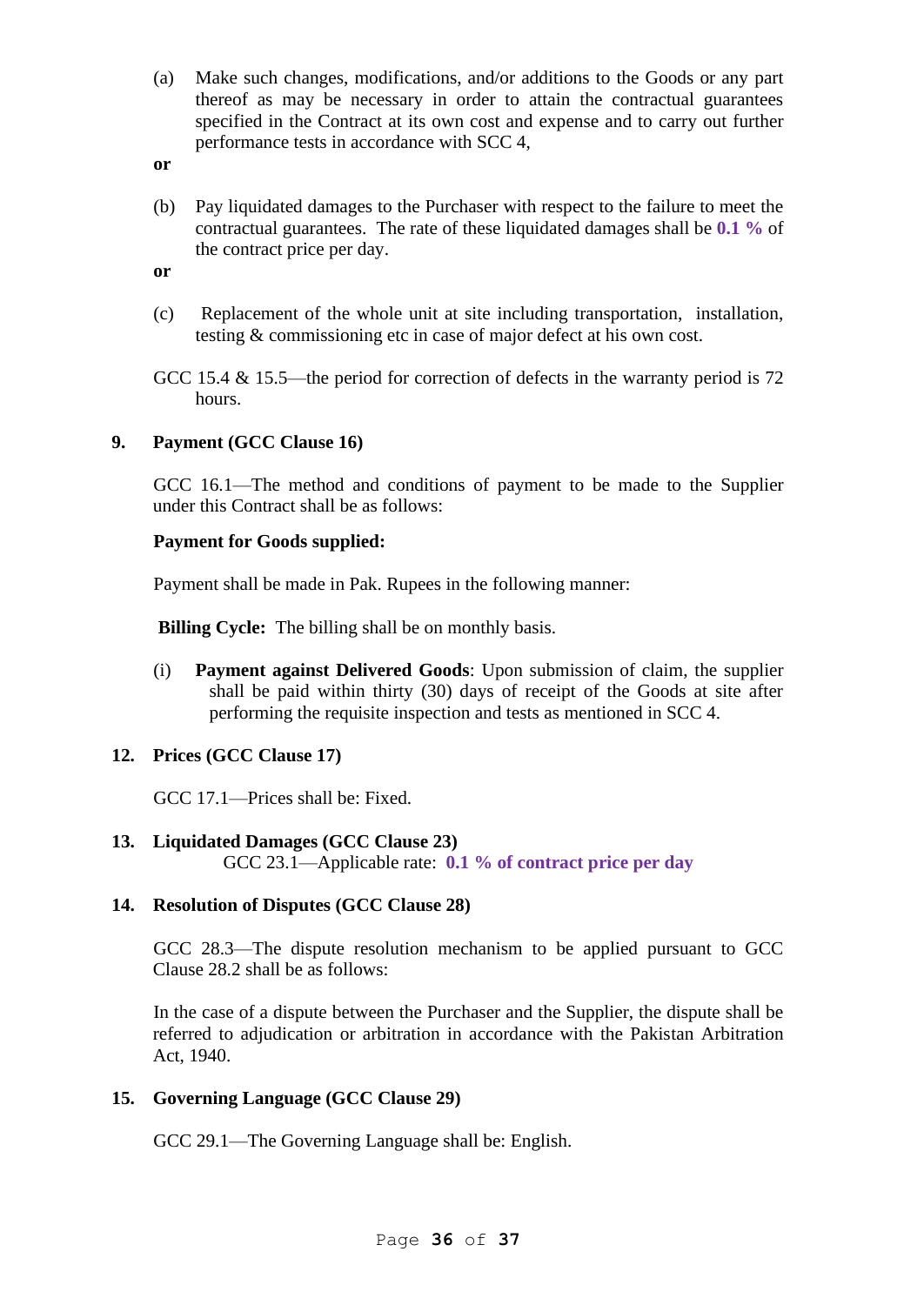(a) Make such changes, modifications, and/or additions to the Goods or any part thereof as may be necessary in order to attain the contractual guarantees specified in the Contract at its own cost and expense and to carry out further performance tests in accordance with SCC 4,

**or**

(b) Pay liquidated damages to the Purchaser with respect to the failure to meet the contractual guarantees. The rate of these liquidated damages shall be **0.1 %** of the contract price per day.

**or**

(c) Replacement of the whole unit at site including transportation, installation, testing & commissioning etc in case of major defect at his own cost.

GCC 15.4 & 15.5—the period for correction of defects in the warranty period is 72 hours.

**9. Payment (GCC Clause 16)**

GCC 16.1—The method and conditions of payment to be made to the Supplier under this Contract shall be as follows:

**Payment for Goods supplied:**

Payment shall be made in Pak. Rupees in the following manner:

**Billing Cycle:** The billing shall be on monthly basis.

(i) **Payment against Delivered Goods**: Upon submission of claim, the supplier shall be paid within thirty (30) days of receipt of the Goods at site after performing the requisite inspection and tests as mentioned in SCC 4.

**12. Prices (GCC Clause 17)**

GCC 17.1—Prices shall be: Fixed.

**13. Liquidated Damages (GCC Clause 23)**

GCC 23.1—Applicable rate: **0.1 % of contract price per day**

**14. Resolution of Disputes (GCC Clause 28)**

GCC 28.3—The dispute resolution mechanism to be applied pursuant to GCC Clause 28.2 shall be as follows:

In the case of a dispute between the Purchaser and the Supplier, the dispute shall be referred to adjudication or arbitration in accordance with the Pakistan Arbitration Act, 1940.

**15. Governing Language (GCC Clause 29)**

GCC 29.1—The Governing Language shall be: English.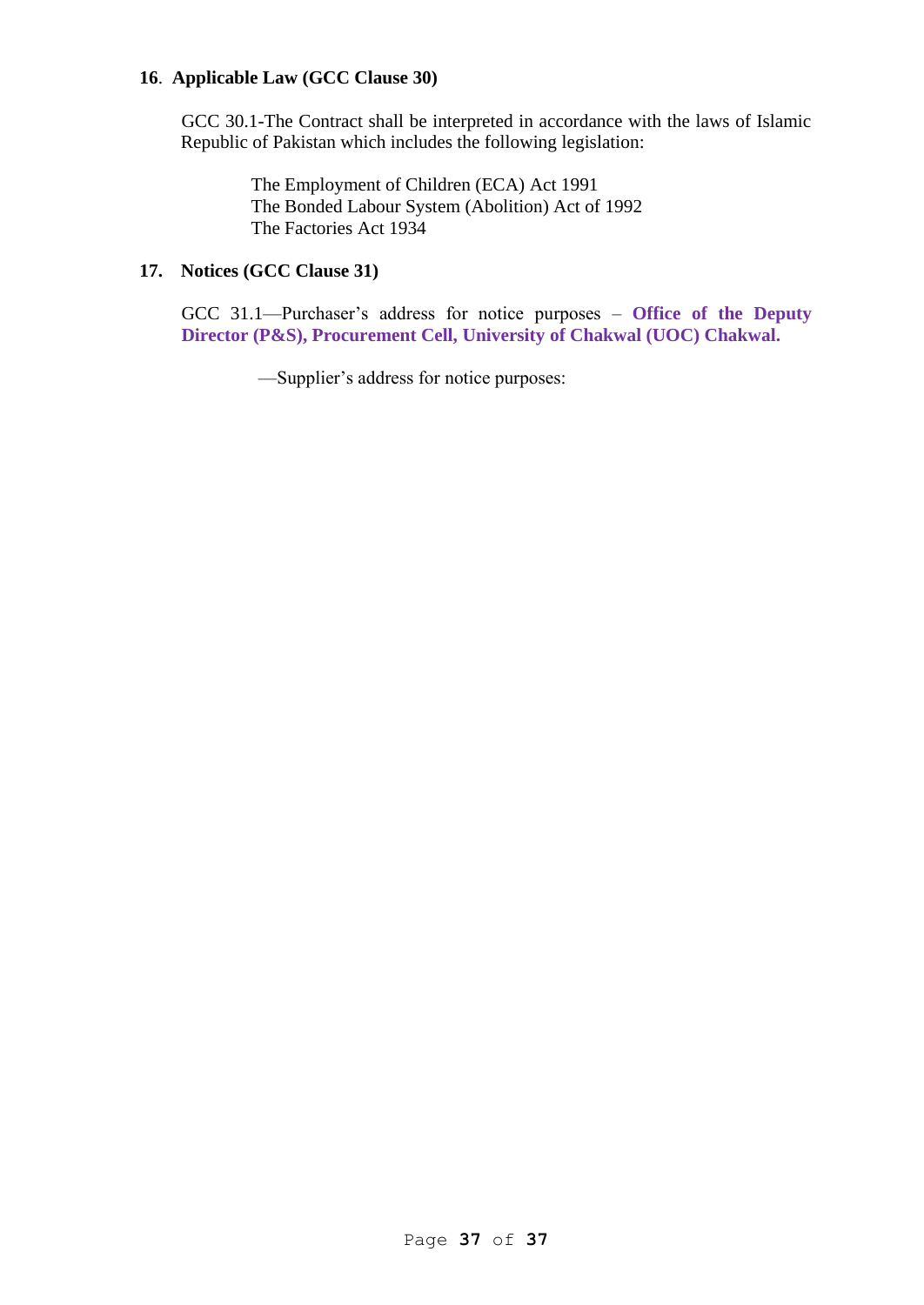**16. Applicable Law (GCC Clause 30)**

GCC 30.1-The Contract shall be interpreted in accordance with the laws of Islamic Republic of Pakistan which includes the following legislation:

The Employment of Children (ECA) Act 1991
The Bonded Labour System (Abolition) Act of 1992
The Factories Act 1934

**17. Notices (GCC Clause 31)**

GCC 31.1—Purchaser's address for notice purposes – **Office of the Deputy Director (P&S), Procurement Cell, University of Chakwal (UOC) Chakwal.**

—Supplier's address for notice purposes: